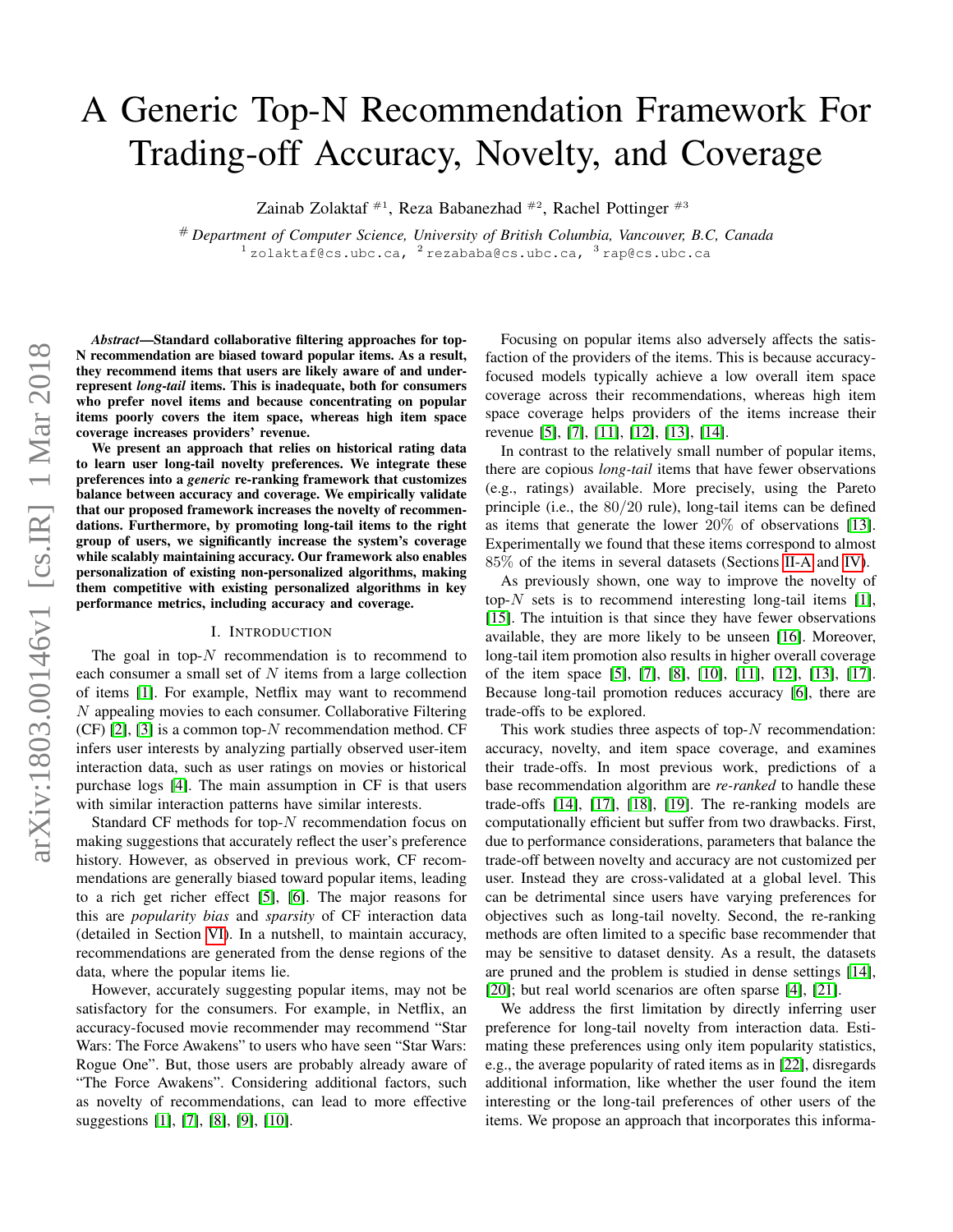# A Generic Top-N Recommendation Framework For Trading-off Accuracy, Novelty, and Coverage

Zainab Zolaktaf #1, Reza Babanezhad #2, Rachel Pottinger #3

# *Department of Computer Science, University of British Columbia, Vancouver, B.C, Canada*
1 zolaktaf@cs.ubc.ca, 2 rezababa@cs.ubc.ca, 3 rap@cs.ubc.ca

***Abstract*—Standard collaborative filtering approaches for top-N recommendation are biased toward popular items. As a result, they recommend items that users are likely aware of and under-represent *long-tail* items. This is inadequate, both for consumers who prefer novel items and because concentrating on popular items poorly covers the item space, whereas high item space coverage increases providers' revenue.**

**We present an approach that relies on historical rating data to learn user long-tail novelty preferences. We integrate these preferences into a *generic* re-ranking framework that customizes balance between accuracy and coverage. We empirically validate that our proposed framework increases the novelty of recommendations. Furthermore, by promoting long-tail items to the right group of users, we significantly increase the system's coverage while scalably maintaining accuracy. Our framework also enables personalization of existing non-personalized algorithms, making them competitive with existing personalized algorithms in key performance metrics, including accuracy and coverage.**

## I. Introduction

The goal in top-$N$ recommendation is to recommend to each consumer a small set of $N$ items from a large collection of items [1]. For example, Netflix may want to recommend $N$ appealing movies to each consumer. Collaborative Filtering (CF) [2], [3] is a common top-$N$ recommendation method. CF infers user interests by analyzing partially observed user-item interaction data, such as user ratings on movies or historical purchase logs [4]. The main assumption in CF is that users with similar interaction patterns have similar interests.

Standard CF methods for top-$N$ recommendation focus on making suggestions that accurately reflect the user's preference history. However, as observed in previous work, CF recommendations are generally biased toward popular items, leading to a rich get richer effect [5], [6]. The major reasons for this are *popularity bias* and *sparsity* of CF interaction data (detailed in Section VI). In a nutshell, to maintain accuracy, recommendations are generated from the dense regions of the data, where the popular items lie.

However, accurately suggesting popular items, may not be satisfactory for the consumers. For example, in Netflix, an accuracy-focused movie recommender may recommend "Star Wars: The Force Awakens" to users who have seen "Star Wars: Rogue One". But, those users are probably already aware of "The Force Awakens". Considering additional factors, such as novelty of recommendations, can lead to more effective suggestions [1], [7], [8], [9], [10].

Focusing on popular items also adversely affects the satisfaction of the providers of the items. This is because accuracy-focused models typically achieve a low overall item space coverage across their recommendations, whereas high item space coverage helps providers of the items increase their revenue [5], [7], [11], [12], [13], [14].

In contrast to the relatively small number of popular items, there are copious *long-tail* items that have fewer observations (e.g., ratings) available. More precisely, using the Pareto principle (i.e., the $80/20$ rule), long-tail items can be defined as items that generate the lower $20\%$ of observations [13]. Experimentally we found that these items correspond to almost $85\%$ of the items in several datasets (Sections II-A and IV).

As previously shown, one way to improve the novelty of top-$N$ sets is to recommend interesting long-tail items [1], [15]. The intuition is that since they have fewer observations available, they are more likely to be unseen [16]. Moreover, long-tail item promotion also results in higher overall coverage of the item space [5], [7], [8], [10], [11], [12], [13], [17]. Because long-tail promotion reduces accuracy [6], there are trade-offs to be explored.

This work studies three aspects of top-$N$ recommendation: accuracy, novelty, and item space coverage, and examines their trade-offs. In most previous work, predictions of a base recommendation algorithm are *re-ranked* to handle these trade-offs [14], [17], [18], [19]. The re-ranking models are computationally efficient but suffer from two drawbacks. First, due to performance considerations, parameters that balance the trade-off between novelty and accuracy are not customized per user. Instead they are cross-validated at a global level. This can be detrimental since users have varying preferences for objectives such as long-tail novelty. Second, the re-ranking methods are often limited to a specific base recommender that may be sensitive to dataset density. As a result, the datasets are pruned and the problem is studied in dense settings [14], [20]; but real world scenarios are often sparse [4], [21].

We address the first limitation by directly inferring user preference for long-tail novelty from interaction data. Estimating these preferences using only item popularity statistics, e.g., the average popularity of rated items as in [22], disregards additional information, like whether the user found the item interesting or the long-tail preferences of other users of the items. We propose an approach that incorporates this informa-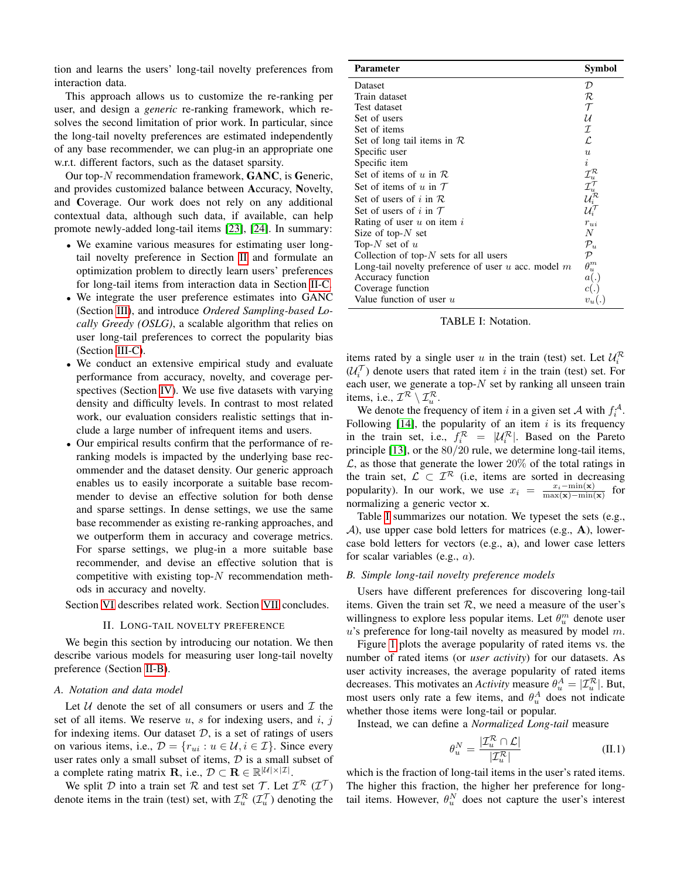tion and learns the users' long-tail novelty preferences from interaction data.

This approach allows us to customize the re-ranking per user, and design a *generic* re-ranking framework, which resolves the second limitation of prior work. In particular, since the long-tail novelty preferences are estimated independently of any base recommender, we can plug-in an appropriate one w.r.t. different factors, such as the dataset sparsity.

Our top-$N$ recommendation framework, **GANC**, is **G**eneric, and provides customized balance between **A**ccuracy, **N**ovelty, and **C**overage. Our work does not rely on any additional contextual data, although such data, if available, can help promote newly-added long-tail items [23], [24]. In summary:

- We examine various measures for estimating user long-tail novelty preference in Section II and formulate an optimization problem to directly learn users' preferences for long-tail items from interaction data in Section II-C.
- We integrate the user preference estimates into GANC (Section III), and introduce *Ordered Sampling-based Locally Greedy (OSLG)*, a scalable algorithm that relies on user long-tail preferences to correct the popularity bias (Section III-C).
- We conduct an extensive empirical study and evaluate performance from accuracy, novelty, and coverage perspectives (Section IV). We use five datasets with varying density and difficulty levels. In contrast to most related work, our evaluation considers realistic settings that include a large number of infrequent items and users.
- Our empirical results confirm that the performance of re-ranking models is impacted by the underlying base recommender and the dataset density. Our generic approach enables us to easily incorporate a suitable base recommender to devise an effective solution for both dense and sparse settings. In dense settings, we use the same base recommender as existing re-ranking approaches, and we outperform them in accuracy and coverage metrics. For sparse settings, we plug-in a more suitable base recommender, and devise an effective solution that is competitive with existing top-$N$ recommendation methods in accuracy and novelty.

Section VI describes related work. Section VII concludes.

## II. Long-tail novelty preference

We begin this section by introducing our notation. We then describe various models for measuring user long-tail novelty preference (Section II-B).

### A. Notation and data model

Let $\mathcal{U}$ denote the set of all consumers or users and $\mathcal{I}$ the set of all items. We reserve $u$, $s$ for indexing users, and $i$, $j$ for indexing items. Our dataset $\mathcal{D}$, is a set of ratings of users on various items, i.e., $\mathcal{D} = \{r_{ui} : u \in \mathcal{U}, i \in \mathcal{I}\}$. Since every user rates only a small subset of items, $\mathcal{D}$ is a small subset of a complete rating matrix $\mathbf{R}$, i.e., $\mathcal{D} \subset \mathbf{R} \in \mathbb{R}^{|\mathcal{U}|\times|\mathcal{I}|}$.

We split $\mathcal{D}$ into a train set $\mathcal{R}$ and test set $\mathcal{T}$. Let $\mathcal{I}^{\mathcal{R}}$ ($\mathcal{I}^{\mathcal{T}}$) denote items in the train (test) set, with $\mathcal{I}_u^{\mathcal{R}}$ ($\mathcal{I}_u^{\mathcal{T}}$) denoting the items rated by a single user $u$ in the train (test) set. Let $\mathcal{U}_i^{\mathcal{R}}$ ($\mathcal{U}_i^{\mathcal{T}}$) denote users that rated item $i$ in the train (test) set. For each user, we generate a top-$N$ set by ranking all unseen train items, i.e., $\mathcal{I}^{\mathcal{R}} \setminus \mathcal{I}_u^{\mathcal{R}}$.

| Parameter | Symbol |
|---|---|
| Dataset | $\mathcal{D}$ |
| Train dataset | $\mathcal{R}$ |
| Test dataset | $\mathcal{T}$ |
| Set of users | $\mathcal{U}$ |
| Set of items | $\mathcal{I}$ |
| Set of long tail items in $\mathcal{R}$ | $\mathcal{L}$ |
| Specific user | $u$ |
| Specific item | $i$ |
| Set of items of $u$ in $\mathcal{R}$ | $\mathcal{I}_u^{\mathcal{R}}$ |
| Set of items of $u$ in $\mathcal{T}$ | $\mathcal{I}_u^{\mathcal{T}}$ |
| Set of users of $i$ in $\mathcal{R}$ | $\mathcal{U}_i^{\mathcal{R}}$ |
| Set of users of $i$ in $\mathcal{T}$ | $\mathcal{U}_i^{\mathcal{T}}$ |
| Rating of user $u$ on item $i$ | $r_{ui}$ |
| Size of top-$N$ set | $N$ |
| Top-$N$ set of $u$ | $\mathcal{P}_u$ |
| Collection of top-$N$ sets for all users | $\mathcal{P}$ |
| Long-tail novelty preference of user $u$ acc. model $m$ | $\theta_u^m$ |
| Accuracy function | $a(.)$ |
| Coverage function | $c(.)$ |
| Value function of user $u$ | $v_u(.)$ |

TABLE I: Notation.

We denote the frequency of item $i$ in a given set $\mathcal{A}$ with $f_i^{\mathcal{A}}$. Following [14], the popularity of an item $i$ is its frequency in the train set, i.e., $f_i^{\mathcal{R}} = |\mathcal{U}_i^{\mathcal{R}}|$. Based on the Pareto principle [13], or the 80/20 rule, we determine long-tail items, $\mathcal{L}$, as those that generate the lower 20% of the total ratings in the train set, $\mathcal{L} \subset \mathcal{I}^{\mathcal{R}}$ (i.e, items are sorted in decreasing popularity). In our work, we use $x_i = \frac{x_i - \min(\mathbf{x})}{\max(\mathbf{x}) - \min(\mathbf{x})}$ for normalizing a generic vector $\mathbf{x}$.

Table I summarizes our notation. We typeset the sets (e.g., $\mathcal{A}$), use upper case bold letters for matrices (e.g., $\mathbf{A}$), lower-case bold letters for vectors (e.g., $\mathbf{a}$), and lower case letters for scalar variables (e.g., $a$).

### B. Simple long-tail novelty preference models

Users have different preferences for discovering long-tail items. Given the train set $\mathcal{R}$, we need a measure of the user's willingness to explore less popular items. Let $\theta_u^m$ denote user $u$'s preference for long-tail novelty as measured by model $m$.

Figure 1 plots the average popularity of rated items vs. the number of rated items (or *user activity*) for our datasets. As user activity increases, the average popularity of rated items decreases. This motivates an *Activity* measure $\theta_u^A = |\mathcal{I}_u^{\mathcal{R}}|$. But, most users only rate a few items, and $\theta_u^A$ does not indicate whether those items were long-tail or popular.

Instead, we can define a *Normalized Long-tail* measure

$$\theta_u^N = \frac{|\mathcal{I}_u^{\mathcal{R}} \cap \mathcal{L}|}{|\mathcal{I}_u^{\mathcal{R}}|} \tag{II.1}$$

which is the fraction of long-tail items in the user's rated items. The higher this fraction, the higher her preference for long-tail items. However, $\theta_u^N$ does not capture the user's interest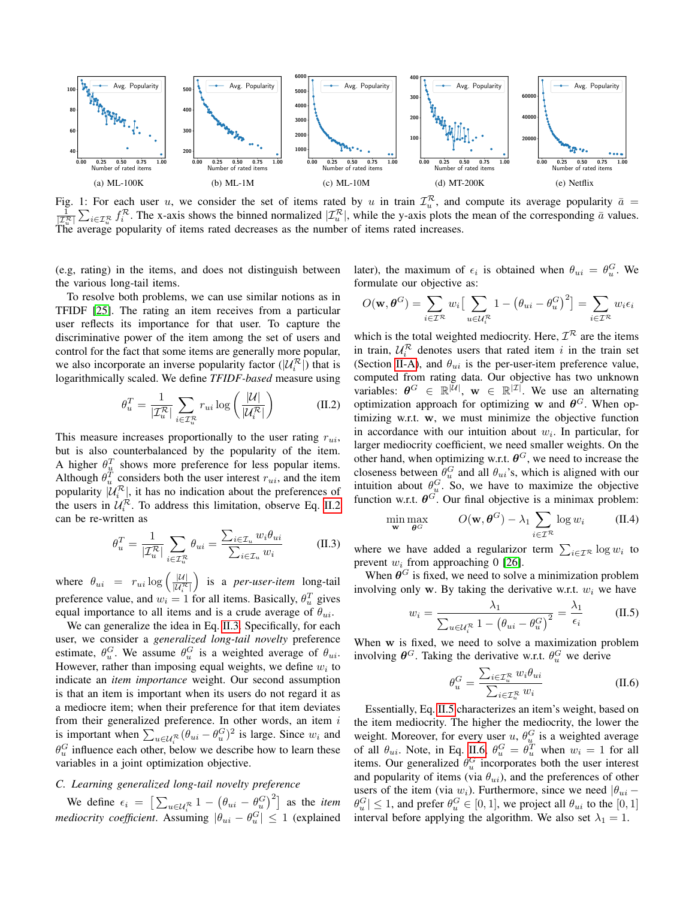(a) ML-100K (b) ML-1M (c) ML-10M (d) MT-200K (e) Netflix

Fig. 1: For each user $u$, we consider the set of items rated by $u$ in train $\mathcal{I}_u^{\mathcal{R}}$, and compute its average popularity $\bar{a} = \frac{1}{|\mathcal{I}_u^{\mathcal{R}}|}\sum_{i\in\mathcal{I}_u^{\mathcal{R}}} f_i^{\mathcal{R}}$. The x-axis shows the binned normalized $|\mathcal{I}_u^{\mathcal{R}}|$, while the y-axis plots the mean of the corresponding $\bar{a}$ values. The average popularity of items rated decreases as the number of items rated increases.

(e.g, rating) in the items, and does not distinguish between the various long-tail items.

To resolve both problems, we can use similar notions as in TFIDF [25]. The rating an item receives from a particular user reflects its importance for that user. To capture the discriminative power of the item among the set of users and control for the fact that some items are generally more popular, we also incorporate an inverse popularity factor ($|\mathcal{U}_i^{\mathcal{R}}|$) that is logarithmically scaled. We define *TFIDF-based* measure using

$$\theta_u^T = \frac{1}{|\mathcal{I}_u^{\mathcal{R}}|}\sum_{i\in\mathcal{I}_u^{\mathcal{R}}} r_{ui}\log\left(\frac{|\mathcal{U}|}{|\mathcal{U}_i^{\mathcal{R}}|}\right) \tag{II.2}$$

This measure increases proportionally to the user rating $r_{ui}$, but is also counterbalanced by the popularity of the item. A higher $\theta_u^T$ shows more preference for less popular items. Although $\theta_u^T$ considers both the user interest $r_{ui}$, and the item popularity $|\mathcal{U}_i^{\mathcal{R}}|$, it has no indication about the preferences of the users in $\mathcal{U}_i^{\mathcal{R}}$. To address this limitation, observe Eq. II.2 can be re-written as

$$\theta_u^T = \frac{1}{|\mathcal{I}_u^{\mathcal{R}}|}\sum_{i\in\mathcal{I}_u^{\mathcal{R}}} \theta_{ui} = \frac{\sum_{i\in\mathcal{I}_u} w_i\theta_{ui}}{\sum_{i\in\mathcal{I}_u} w_i} \tag{II.3}$$

where $\theta_{ui} = r_{ui}\log\left(\frac{|\mathcal{U}|}{|\mathcal{U}_i^{\mathcal{R}}|}\right)$ is a *per-user-item* long-tail preference value, and $w_i = 1$ for all items. Basically, $\theta_u^T$ gives equal importance to all items and is a crude average of $\theta_{ui}$.

We can generalize the idea in Eq. II.3. Specifically, for each user, we consider a *generalized long-tail novelty* preference estimate, $\theta_u^G$. We assume $\theta_u^G$ is a weighted average of $\theta_{ui}$. However, rather than imposing equal weights, we define $w_i$ to indicate an *item importance* weight. Our second assumption is that an item is important when its users do not regard it as a mediocre item; when their preference for that item deviates from their generalized preference. In other words, an item $i$ is important when $\sum_{u\in\mathcal{U}_i^{\mathcal{R}}}(\theta_{ui}-\theta_u^G)^2$ is large. Since $w_i$ and $\theta_u^G$ influence each other, below we describe how to learn these variables in a joint optimization objective.

### C. Learning generalized long-tail novelty preference

We define $\epsilon_i = \left[\sum_{u\in\mathcal{U}_i^{\mathcal{R}}} 1 - \left(\theta_{ui}-\theta_u^G\right)^2\right]$ as the *item mediocrity coefficient*. Assuming $|\theta_{ui}-\theta_u^G| \le 1$ (explained later), the maximum of $\epsilon_i$ is obtained when $\theta_{ui} = \theta_u^G$. We formulate our objective as:

$$O(\mathbf{w},\boldsymbol{\theta}^G) = \sum_{i\in\mathcal{I}^{\mathcal{R}}} w_i\Big[\sum_{u\in\mathcal{U}_i^{\mathcal{R}}} 1-\left(\theta_{ui}-\theta_u^G\right)^2\Big] = \sum_{i\in\mathcal{I}^{\mathcal{R}}} w_i\epsilon_i$$

which is the total weighted mediocrity. Here, $\mathcal{I}^{\mathcal{R}}$ are the items in train, $\mathcal{U}_i^{\mathcal{R}}$ denotes users that rated item $i$ in the train set (Section II-A), and $\theta_{ui}$ is the per-user-item preference value, computed from rating data. Our objective has two unknown variables: $\boldsymbol{\theta}^G \in \mathbb{R}^{|\mathcal{U}|}$, $\mathbf{w} \in \mathbb{R}^{|\mathcal{I}|}$. We use an alternating optimization approach for optimizing $\mathbf{w}$ and $\boldsymbol{\theta}^G$. When optimizing w.r.t. $\mathbf{w}$, we must minimize the objective function in accordance with our intuition about $w_i$. In particular, for larger mediocrity coefficient, we need smaller weights. On the other hand, when optimizing w.r.t. $\boldsymbol{\theta}^G$, we need to increase the closeness between $\theta_u^G$ and all $\theta_{ui}$'s, which is aligned with our intuition about $\theta_u^G$. So, we have to maximize the objective function w.r.t. $\boldsymbol{\theta}^G$. Our final objective is a minimax problem:

$$\min_{\mathbf{w}}\max_{\boldsymbol{\theta}^G} \quad O(\mathbf{w},\boldsymbol{\theta}^G) - \lambda_1\sum_{i\in\mathcal{I}^{\mathcal{R}}}\log w_i \tag{II.4}$$

where we have added a regularizor term $\sum_{i\in\mathcal{I}^{\mathcal{R}}}\log w_i$ to prevent $w_i$ from approaching 0 [26].

When $\boldsymbol{\theta}^G$ is fixed, we need to solve a minimization problem involving only $\mathbf{w}$. By taking the derivative w.r.t. $w_i$ we have

$$w_i = \frac{\lambda_1}{\sum_{u\in\mathcal{U}_i^{\mathcal{R}}} 1-\left(\theta_{ui}-\theta_u^G\right)^2} = \frac{\lambda_1}{\epsilon_i} \tag{II.5}$$

When $\mathbf{w}$ is fixed, we need to solve a maximization problem involving $\boldsymbol{\theta}^G$. Taking the derivative w.r.t. $\theta_u^G$ we derive

$$\theta_u^G = \frac{\sum_{i\in\mathcal{I}_u^{\mathcal{R}}} w_i\theta_{ui}}{\sum_{i\in\mathcal{I}_u^{\mathcal{R}}} w_i} \tag{II.6}$$

Essentially, Eq. II.5 characterizes an item's weight, based on the item mediocrity. The higher the mediocrity, the lower the weight. Moreover, for every user $u$, $\theta_u^G$ is a weighted average of all $\theta_{ui}$. Note, in Eq. II.6, $\theta_u^G = \theta_u^T$ when $w_i = 1$ for all items. Our generalized $\theta_u^G$ incorporates both the user interest and popularity of items (via $\theta_{ui}$), and the preferences of other users of the item (via $w_i$). Furthermore, since we need $|\theta_{ui} - \theta_u^G| \le 1$, and prefer $\theta_u^G \in [0,1]$, we project all $\theta_{ui}$ to the $[0,1]$ interval before applying the algorithm. We also set $\lambda_1 = 1$.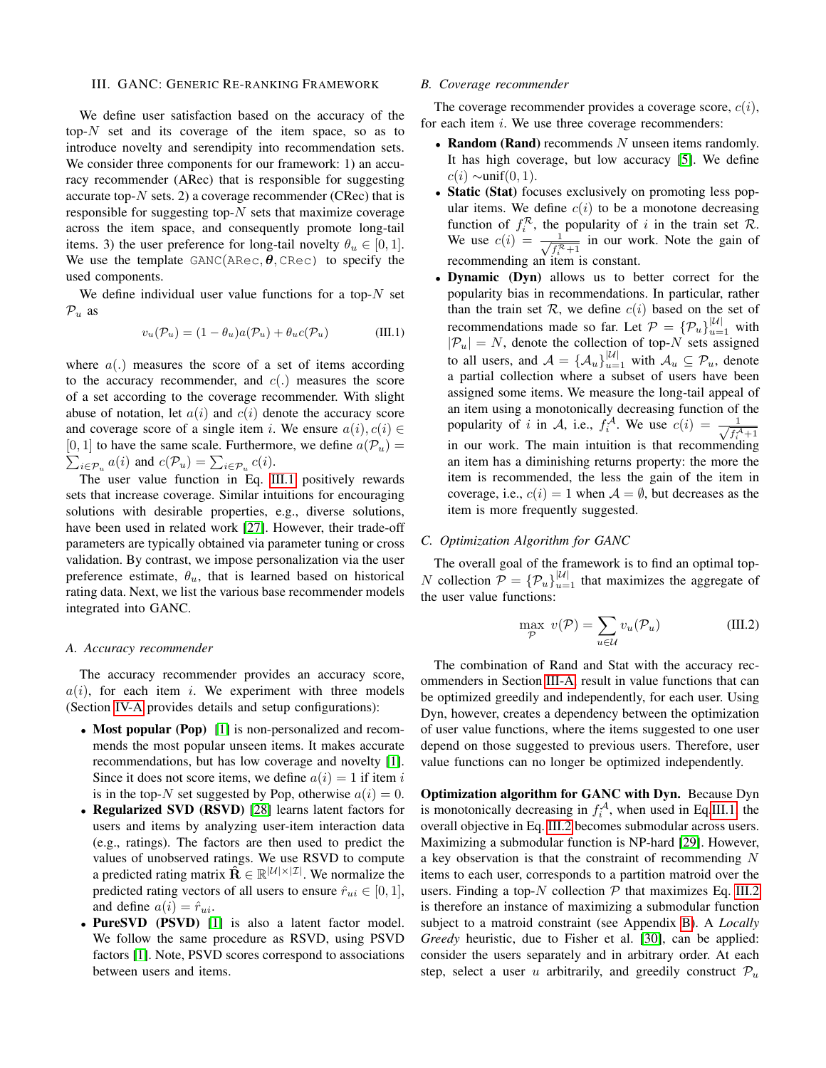## III. GANC: Generic Re-ranking Framework

We define user satisfaction based on the accuracy of the top-$N$ set and its coverage of the item space, so as to introduce novelty and serendipity into recommendation sets. We consider three components for our framework: 1) an accuracy recommender (ARec) that is responsible for suggesting accurate top-$N$ sets. 2) a coverage recommender (CRec) that is responsible for suggesting top-$N$ sets that maximize coverage across the item space, and consequently promote long-tail items. 3) the user preference for long-tail novelty $\theta_u \in [0, 1]$. We use the template GANC(ARec, $\boldsymbol{\theta}$, CRec) to specify the used components.

We define individual user value functions for a top-$N$ set $\mathcal{P}_u$ as

$$v_u(\mathcal{P}_u) = (1 - \theta_u)a(\mathcal{P}_u) + \theta_u c(\mathcal{P}_u) \tag{III.1}$$

where $a(.)$ measures the score of a set of items according to the accuracy recommender, and $c(.)$ measures the score of a set according to the coverage recommender. With slight abuse of notation, let $a(i)$ and $c(i)$ denote the accuracy score and coverage score of a single item $i$. We ensure $a(i), c(i) \in [0, 1]$ to have the same scale. Furthermore, we define $a(\mathcal{P}_u) = \sum_{i \in \mathcal{P}_u} a(i)$ and $c(\mathcal{P}_u) = \sum_{i \in \mathcal{P}_u} c(i)$.

The user value function in Eq. III.1 positively rewards sets that increase coverage. Similar intuitions for encouraging solutions with desirable properties, e.g., diverse solutions, have been used in related work [27]. However, their trade-off parameters are typically obtained via parameter tuning or cross validation. By contrast, we impose personalization via the user preference estimate, $\theta_u$, that is learned based on historical rating data. Next, we list the various base recommender models integrated into GANC.

### A. Accuracy recommender

The accuracy recommender provides an accuracy score, $a(i)$, for each item $i$. We experiment with three models (Section IV-A provides details and setup configurations):

- **Most popular (Pop)** [1] is non-personalized and recommends the most popular unseen items. It makes accurate recommendations, but has low coverage and novelty [1]. Since it does not score items, we define $a(i) = 1$ if item $i$ is in the top-$N$ set suggested by Pop, otherwise $a(i) = 0$.
- **Regularized SVD (RSVD)** [28] learns latent factors for users and items by analyzing user-item interaction data (e.g., ratings). The factors are then used to predict the values of unobserved ratings. We use RSVD to compute a predicted rating matrix $\hat{\mathbf{R}} \in \mathbb{R}^{|\mathcal{U}| \times |\mathcal{I}|}$. We normalize the predicted rating vectors of all users to ensure $\hat{r}_{ui} \in [0, 1]$, and define $a(i) = \hat{r}_{ui}$.
- **PureSVD (PSVD)** [1] is also a latent factor model. We follow the same procedure as RSVD, using PSVD factors [1]. Note, PSVD scores correspond to associations between users and items.

### B. Coverage recommender

The coverage recommender provides a coverage score, $c(i)$, for each item $i$. We use three coverage recommenders:

- **Random (Rand)** recommends $N$ unseen items randomly. It has high coverage, but low accuracy [5]. We define $c(i) \sim$unif$(0, 1)$.
- **Static (Stat)** focuses exclusively on promoting less popular items. We define $c(i)$ to be a monotone decreasing function of $f_i^{\mathcal{R}}$, the popularity of $i$ in the train set $\mathcal{R}$. We use $c(i) = \frac{1}{\sqrt{f_i^{\mathcal{R}}+1}}$ in our work. Note the gain of recommending an item is constant.
- **Dynamic (Dyn)** allows us to better correct for the popularity bias in recommendations. In particular, rather than the train set $\mathcal{R}$, we define $c(i)$ based on the set of recommendations made so far. Let $\mathcal{P} = \{\mathcal{P}_u\}_{u=1}^{|\mathcal{U}|}$ with $|\mathcal{P}_u| = N$, denote the collection of top-$N$ sets assigned to all users, and $\mathcal{A} = \{\mathcal{A}_u\}_{u=1}^{|\mathcal{U}|}$ with $\mathcal{A}_u \subseteq \mathcal{P}_u$, denote a partial collection where a subset of users have been assigned some items. We measure the long-tail appeal of an item using a monotonically decreasing function of the popularity of $i$ in $\mathcal{A}$, i.e., $f_i^{\mathcal{A}}$. We use $c(i) = \frac{1}{\sqrt{f_i^{\mathcal{A}}+1}}$ in our work. The main intuition is that recommending an item has a diminishing returns property: the more the item is recommended, the less the gain of the item in coverage, i.e., $c(i) = 1$ when $\mathcal{A} = \emptyset$, but decreases as the item is more frequently suggested.

### C. Optimization Algorithm for GANC

The overall goal of the framework is to find an optimal top-$N$ collection $\mathcal{P} = \{\mathcal{P}_u\}_{u=1}^{|\mathcal{U}|}$ that maximizes the aggregate of the user value functions:

$$\max_{\mathcal{P}} \; v(\mathcal{P}) = \sum_{u \in \mathcal{U}} v_u(\mathcal{P}_u) \tag{III.2}$$

The combination of Rand and Stat with the accuracy recommenders in Section III-A result in value functions that can be optimized greedily and independently, for each user. Using Dyn, however, creates a dependency between the optimization of user value functions, where the items suggested to one user depend on those suggested to previous users. Therefore, user value functions can no longer be optimized independently.

**Optimization algorithm for GANC with Dyn.** Because Dyn is monotonically decreasing in $f_i^{\mathcal{A}}$, when used in Eq.III.1 the overall objective in Eq. III.2 becomes submodular across users. Maximizing a submodular function is NP-hard [29]. However, a key observation is that the constraint of recommending $N$ items to each user, corresponds to a partition matroid over the users. Finding a top-$N$ collection $\mathcal{P}$ that maximizes Eq. III.2 is therefore an instance of maximizing a submodular function subject to a matroid constraint (see Appendix B). A *Locally Greedy* heuristic, due to Fisher et al. [30], can be applied: consider the users separately and in arbitrary order. At each step, select a user $u$ arbitrarily, and greedily construct $\mathcal{P}_u$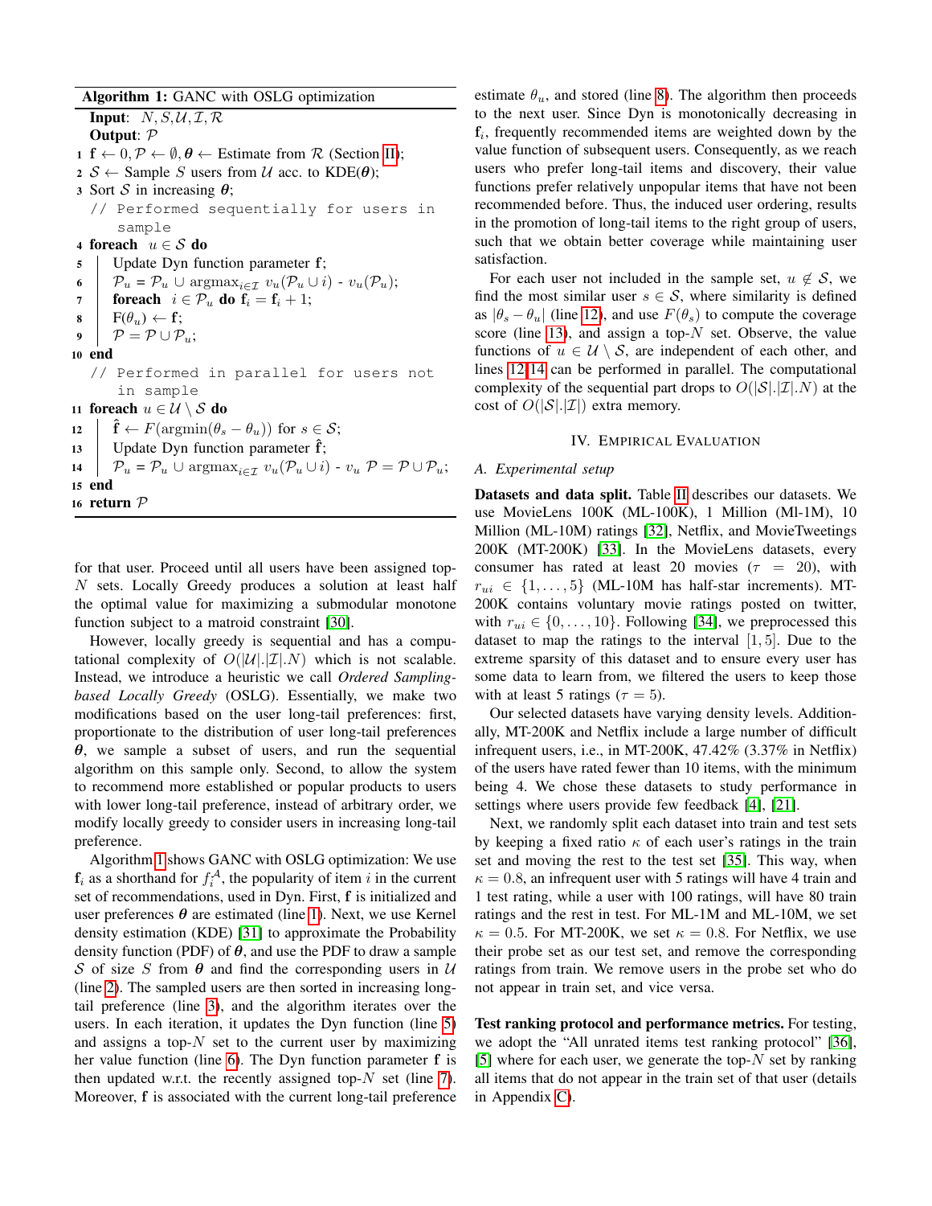**Algorithm 1:** GANC with OSLG optimization

```
   Input: N, S, U, I, R
   Output: P
1  f ← 0, P ← ∅, θ ← Estimate from R (Section II);
2  S ← Sample S users from U acc. to KDE(θ);
3  Sort S in increasing θ;
   // Performed sequentially for users in sample
4  foreach u ∈ S do
5      Update Dyn function parameter f;
6      P_u = P_u ∪ argmax_{i∈I} v_u(P_u ∪ i) - v_u(P_u);
7      foreach i ∈ P_u do f_i = f_i + 1;
8      F(θ_u) ← f;
9      P = P ∪ P_u;
10 end
   // Performed in parallel for users not in sample
11 foreach u ∈ U \ S do
12     f̂ ← F(argmin(θ_s − θ_u)) for s ∈ S;
13     Update Dyn function parameter f̂;
14     P_u = P_u ∪ argmax_{i∈I} v_u(P_u ∪ i) - v_u  P = P ∪ P_u;
15 end
16 return P
```

for that user. Proceed until all users have been assigned top-$N$ sets. Locally Greedy produces a solution at least half the optimal value for maximizing a submodular monotone function subject to a matroid constraint [30].

However, locally greedy is sequential and has a computational complexity of $O(|\mathcal{U}|.|\mathcal{I}|.N)$ which is not scalable. Instead, we introduce a heuristic we call *Ordered Sampling-based Locally Greedy* (OSLG). Essentially, we make two modifications based on the user long-tail preferences: first, proportionate to the distribution of user long-tail preferences $\boldsymbol{\theta}$, we sample a subset of users, and run the sequential algorithm on this sample only. Second, to allow the system to recommend more established or popular products to users with lower long-tail preference, instead of arbitrary order, we modify locally greedy to consider users in increasing long-tail preference.

Algorithm 1 shows GANC with OSLG optimization: We use $\mathbf{f}_i$ as a shorthand for $f_i^{\mathcal{A}}$, the popularity of item $i$ in the current set of recommendations, used in Dyn. First, $\mathbf{f}$ is initialized and user preferences $\boldsymbol{\theta}$ are estimated (line 1). Next, we use Kernel density estimation (KDE) [31] to approximate the Probability density function (PDF) of $\boldsymbol{\theta}$, and use the PDF to draw a sample $\mathcal{S}$ of size $S$ from $\boldsymbol{\theta}$ and find the corresponding users in $\mathcal{U}$ (line 2). The sampled users are then sorted in increasing long-tail preference (line 3), and the algorithm iterates over the users. In each iteration, it updates the Dyn function (line 5) and assigns a top-$N$ set to the current user by maximizing her value function (line 6). The Dyn function parameter $\mathbf{f}$ is then updated w.r.t. the recently assigned top-$N$ set (line 7). Moreover, $\mathbf{f}$ is associated with the current long-tail preference estimate $\theta_u$, and stored (line 8). The algorithm then proceeds to the next user. Since Dyn is monotonically decreasing in $\mathbf{f}_i$, frequently recommended items are weighted down by the value function of subsequent users. Consequently, as we reach users who prefer long-tail items and discovery, their value functions prefer relatively unpopular items that have not been recommended before. Thus, the induced user ordering, results in the promotion of long-tail items to the right group of users, such that we obtain better coverage while maintaining user satisfaction.

For each user not included in the sample set, $u \notin \mathcal{S}$, we find the most similar user $s \in \mathcal{S}$, where similarity is defined as $|\theta_s - \theta_u|$ (line 12), and use $F(\theta_s)$ to compute the coverage score (line 13), and assign a top-$N$ set. Observe, the value functions of $u \in \mathcal{U} \setminus \mathcal{S}$, are independent of each other, and lines 12-14 can be performed in parallel. The computational complexity of the sequential part drops to $O(|\mathcal{S}|.|\mathcal{I}|.N)$ at the cost of $O(|\mathcal{S}|.|\mathcal{I}|)$ extra memory.

## IV. Empirical Evaluation

### A. Experimental setup

**Datasets and data split.** Table II describes our datasets. We use MovieLens 100K (ML-100K), 1 Million (Ml-1M), 10 Million (ML-10M) ratings [32], Netflix, and MovieTweetings 200K (MT-200K) [33]. In the MovieLens datasets, every consumer has rated at least 20 movies ($\tau = 20$), with $r_{ui} \in \{1, \dots, 5\}$ (ML-10M has half-star increments). MT-200K contains voluntary movie ratings posted on twitter, with $r_{ui} \in \{0, \dots, 10\}$. Following [34], we preprocessed this dataset to map the ratings to the interval $[1, 5]$. Due to the extreme sparsity of this dataset and to ensure every user has some data to learn from, we filtered the users to keep those with at least 5 ratings ($\tau = 5$).

Our selected datasets have varying density levels. Additionally, MT-200K and Netflix include a large number of difficult infrequent users, i.e., in MT-200K, 47.42% (3.37% in Netflix) of the users have rated fewer than 10 items, with the minimum being 4. We chose these datasets to study performance in settings where users provide few feedback [4], [21].

Next, we randomly split each dataset into train and test sets by keeping a fixed ratio $\kappa$ of each user's ratings in the train set and moving the rest to the test set [35]. This way, when $\kappa = 0.8$, an infrequent user with 5 ratings will have 4 train and 1 test rating, while a user with 100 ratings, will have 80 train ratings and the rest in test. For ML-1M and ML-10M, we set $\kappa = 0.5$. For MT-200K, we set $\kappa = 0.8$. For Netflix, we use their probe set as our test set, and remove the corresponding ratings from train. We remove users in the probe set who do not appear in train set, and vice versa.

**Test ranking protocol and performance metrics.** For testing, we adopt the "All unrated items test ranking protocol" [36], [5] where for each user, we generate the top-$N$ set by ranking all items that do not appear in the train set of that user (details in Appendix C).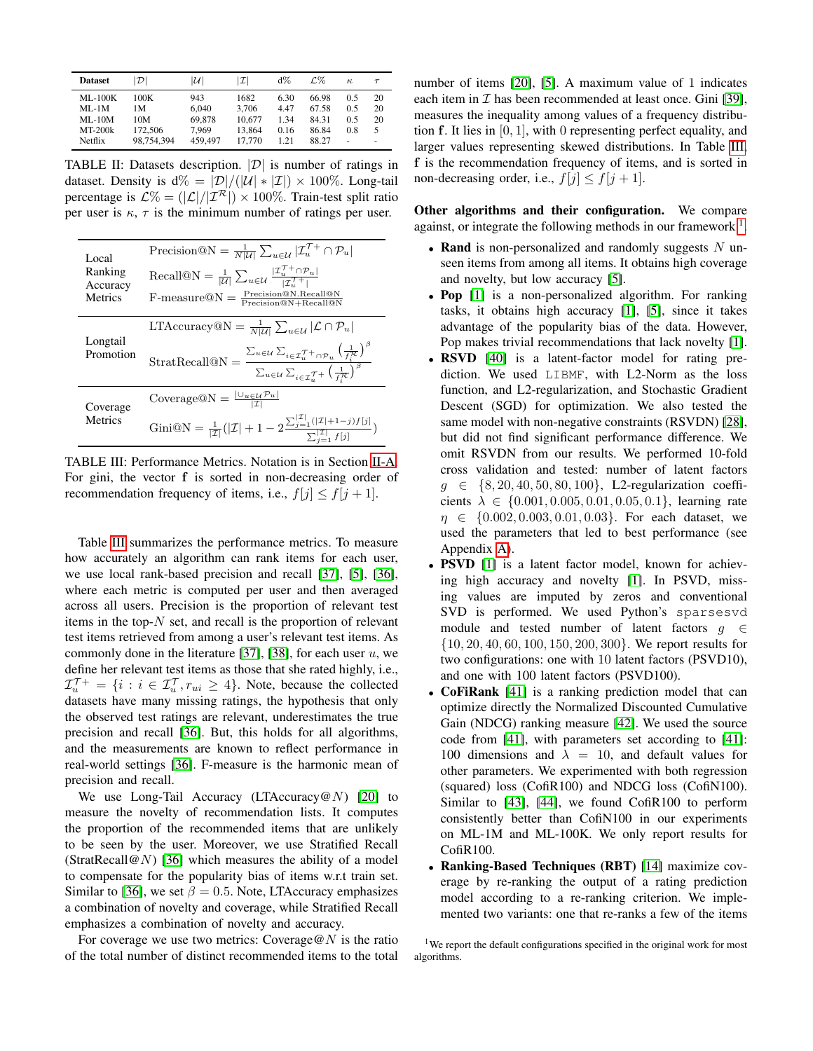| Dataset | $\lvert\mathcal{D}\rvert$ | $\lvert\mathcal{U}\rvert$ | $\lvert\mathcal{I}\rvert$ | d% | $\mathcal{L}$% | $\kappa$ | $\tau$ |
|---|---|---|---|---|---|---|---|
| ML-100K | 100K | 943 | 1682 | 6.30 | 66.98 | 0.5 | 20 |
| ML-1M | 1M | 6,040 | 3,706 | 4.47 | 67.58 | 0.5 | 20 |
| ML-10M | 10M | 69,878 | 10,677 | 1.34 | 84.31 | 0.5 | 20 |
| MT-200k | 172,506 | 7,969 | 13,864 | 0.16 | 86.84 | 0.8 | 5 |
| Netflix | 98,754,394 | 459,497 | 17,770 | 1.21 | 88.27 | - | - |

TABLE II: Datasets description. $|\mathcal{D}|$ is number of ratings in dataset. Density is $\text{d}\% = |\mathcal{D}|/(|\mathcal{U}| * |\mathcal{I}|) \times 100\%$. Long-tail percentage is $\mathcal{L}\% = (|\mathcal{L}|/|\mathcal{I}^{\mathcal{R}}|) \times 100\%$. Train-test split ratio per user is $\kappa$, $\tau$ is the minimum number of ratings per user.

| | |
|---|---|
| Local Ranking Accuracy Metrics | $\text{Precision@N} = \frac{1}{N|\mathcal{U}|}\sum_{u\in\mathcal{U}} |\mathcal{I}_u^{\mathcal{T}+} \cap \mathcal{P}_u|$ |
| | $\text{Recall@N} = \frac{1}{|\mathcal{U}|}\sum_{u\in\mathcal{U}} \frac{|\mathcal{I}_u^{\mathcal{T}+} \cap \mathcal{P}_u|}{|\mathcal{I}_u^{\mathcal{T}+}|}$ |
| | $\text{F-measure@N} = \frac{\text{Precision@N.Recall@N}}{\text{Precision@N+Recall@N}}$ |
| Longtail Promotion | $\text{LTAccuracy@N} = \frac{1}{N|\mathcal{U}|}\sum_{u\in\mathcal{U}} |\mathcal{L} \cap \mathcal{P}_u|$ |
| | $\text{StratRecall@N} = \frac{\sum_{u\in\mathcal{U}}\sum_{i\in\mathcal{I}_u^{\mathcal{T}+}\cap\mathcal{P}_u}\left(\frac{1}{f_i^{\mathcal{R}}}\right)^{\beta}}{\sum_{u\in\mathcal{U}}\sum_{i\in\mathcal{I}_u^{\mathcal{T}+}}\left(\frac{1}{f_i^{\mathcal{R}}}\right)^{\beta}}$ |
| Coverage Metrics | $\text{Coverage@N} = \frac{|\cup_{u\in\mathcal{U}}\mathcal{P}_u|}{|\mathcal{I}|}$ |
| | $\text{Gini@N} = \frac{1}{|\mathcal{I}|}(|\mathcal{I}| + 1 - 2\frac{\sum_{j=1}^{|\mathcal{I}|}(|\mathcal{I}|+1-j)f[j]}{\sum_{j=1}^{|\mathcal{I}|}f[j]})$ |

TABLE III: Performance Metrics. Notation is in Section II-A. For gini, the vector $\mathbf{f}$ is sorted in non-decreasing order of recommendation frequency of items, i.e., $f[j] \leq f[j+1]$.

Table III summarizes the performance metrics. To measure how accurately an algorithm can rank items for each user, we use local rank-based precision and recall [37], [5], [36], where each metric is computed per user and then averaged across all users. Precision is the proportion of relevant test items in the top-$N$ set, and recall is the proportion of relevant test items retrieved from among a user's relevant test items. As commonly done in the literature [37], [38], for each user $u$, we define her relevant test items as those that she rated highly, i.e., $\mathcal{I}_u^{\mathcal{T}+} = \{i : i \in \mathcal{I}_u^{\mathcal{T}}, r_{ui} \geq 4\}$. Note, because the collected datasets have many missing ratings, the hypothesis that only the observed test ratings are relevant, underestimates the true precision and recall [36]. But, this holds for all algorithms, and the measurements are known to reflect performance in real-world settings [36]. F-measure is the harmonic mean of precision and recall.

We use Long-Tail Accuracy (LTAccuracy@$N$) [20] to measure the novelty of recommendation lists. It computes the proportion of the recommended items that are unlikely to be seen by the user. Moreover, we use Stratified Recall (StratRecall@$N$) [36] which measures the ability of a model to compensate for the popularity bias of items w.r.t train set. Similar to [36], we set $\beta = 0.5$. Note, LTAccuracy emphasizes a combination of novelty and coverage, while Stratified Recall emphasizes a combination of novelty and accuracy.

For coverage we use two metrics: Coverage@$N$ is the ratio of the total number of distinct recommended items to the total number of items [20], [5]. A maximum value of 1 indicates each item in $\mathcal{I}$ has been recommended at least once. Gini [39], measures the inequality among values of a frequency distribution $\mathbf{f}$. It lies in $[0, 1]$, with 0 representing perfect equality, and larger values representing skewed distributions. In Table III, $\mathbf{f}$ is the recommendation frequency of items, and is sorted in non-decreasing order, i.e., $f[j] \leq f[j+1]$.

**Other algorithms and their configuration.** We compare against, or integrate the following methods in our framework[1].

- **Rand** is non-personalized and randomly suggests $N$ unseen items from among all items. It obtains high coverage and novelty, but low accuracy [5].
- **Pop** [1] is a non-personalized algorithm. For ranking tasks, it obtains high accuracy [1], [5], since it takes advantage of the popularity bias of the data. However, Pop makes trivial recommendations that lack novelty [1].
- **RSVD** [40] is a latent-factor model for rating prediction. We used `LIBMF`, with L2-Norm as the loss function, and L2-regularization, and Stochastic Gradient Descent (SGD) for optimization. We also tested the same model with non-negative constraints (RSVDN) [28], but did not find significant performance difference. We omit RSVDN from our results. We performed 10-fold cross validation and tested: number of latent factors $g \in \{8, 20, 40, 50, 80, 100\}$, L2-regularization coefficients $\lambda \in \{0.001, 0.005, 0.01, 0.05, 0.1\}$, learning rate $\eta \in \{0.002, 0.003, 0.01, 0.03\}$. For each dataset, we used the parameters that led to best performance (see Appendix A).
- **PSVD** [1] is a latent factor model, known for achieving high accuracy and novelty [1]. In PSVD, missing values are imputed by zeros and conventional SVD is performed. We used Python's `sparsesvd` module and tested number of latent factors $g \in \{10, 20, 40, 60, 100, 150, 200, 300\}$. We report results for two configurations: one with 10 latent factors (PSVD10), and one with 100 latent factors (PSVD100).
- **CoFiRank** [41] is a ranking prediction model that can optimize directly the Normalized Discounted Cumulative Gain (NDCG) ranking measure [42]. We used the source code from [41], with parameters set according to [41]: 100 dimensions and $\lambda = 10$, and default values for other parameters. We experimented with both regression (squared) loss (CofiR100) and NDCG loss (CofiN100). Similar to [43], [44], we found CofiR100 to perform consistently better than CofiN100 in our experiments on ML-1M and ML-100K. We only report results for CofiR100.
- **Ranking-Based Techniques (RBT)** [14] maximize coverage by re-ranking the output of a rating prediction model according to a re-ranking criterion. We implemented two variants: one that re-ranks a few of the items

[1] We report the default configurations specified in the original work for most algorithms.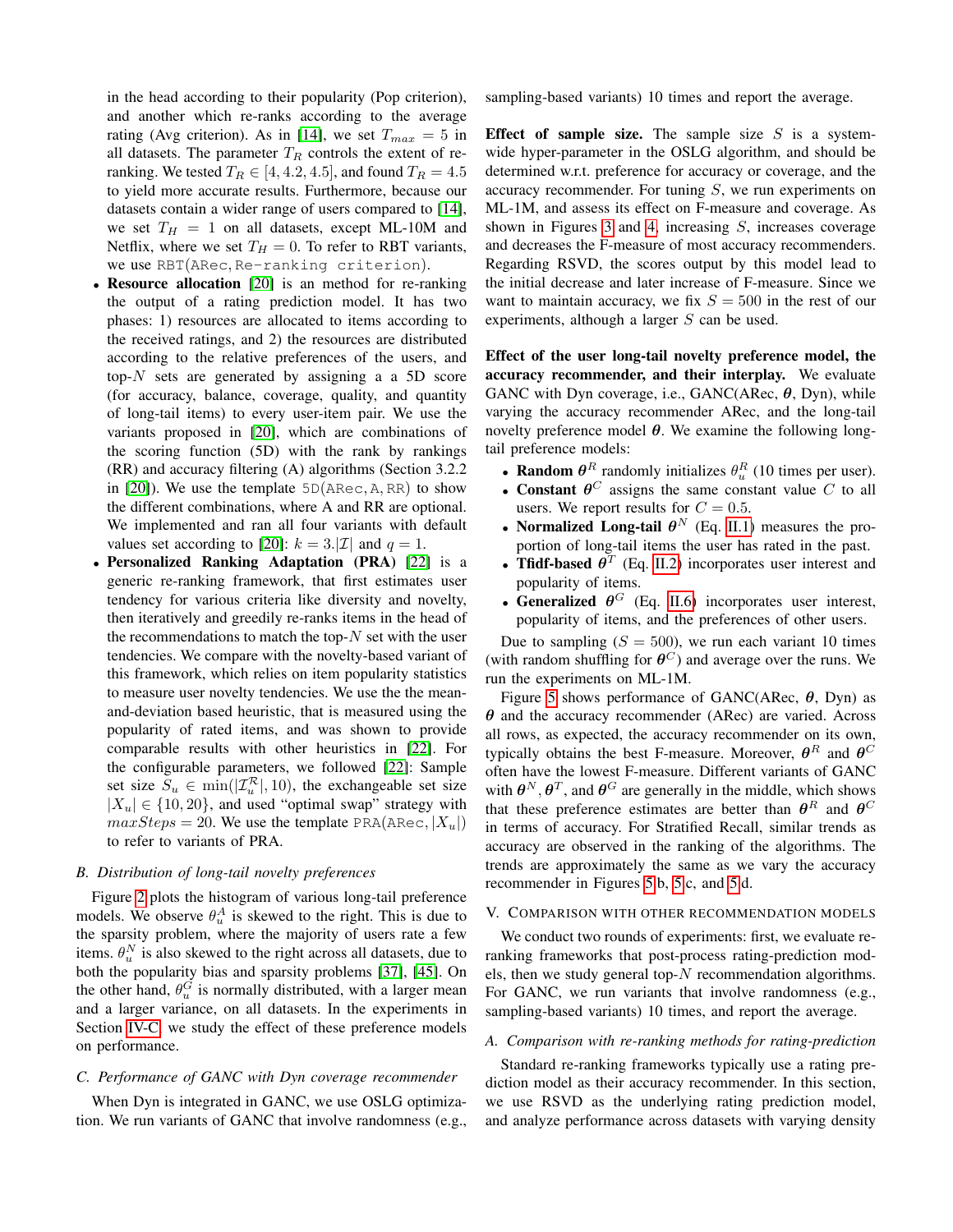in the head according to their popularity (Pop criterion), and another which re-ranks according to the average rating (Avg criterion). As in [14], we set $T_{max} = 5$ in all datasets. The parameter $T_R$ controls the extent of re-ranking. We tested $T_R \in [4, 4.2, 4.5]$, and found $T_R = 4.5$ to yield more accurate results. Furthermore, because our datasets contain a wider range of users compared to [14], we set $T_H = 1$ on all datasets, except ML-10M and Netflix, where we set $T_H = 0$. To refer to RBT variants, we use `RBT(ARec, Re-ranking criterion)`.

- **Resource allocation** [20] is an method for re-ranking the output of a rating prediction model. It has two phases: 1) resources are allocated to items according to the received ratings, and 2) the resources are distributed according to the relative preferences of the users, and top-$N$ sets are generated by assigning a a 5D score (for accuracy, balance, coverage, quality, and quantity of long-tail items) to every user-item pair. We use the variants proposed in [20], which are combinations of the scoring function (5D) with the rank by rankings (RR) and accuracy filtering (A) algorithms (Section 3.2.2 in [20]). We use the template `5D(ARec, A, RR)` to show the different combinations, where A and RR are optional. We implemented and ran all four variants with default values set according to [20]: $k = 3.|\mathcal{I}|$ and $q = 1$.
- **Personalized Ranking Adaptation (PRA)** [22] is a generic re-ranking framework, that first estimates user tendency for various criteria like diversity and novelty, then iteratively and greedily re-ranks items in the head of the recommendations to match the top-$N$ set with the user tendencies. We compare with the novelty-based variant of this framework, which relies on item popularity statistics to measure user novelty tendencies. We use the the mean-and-deviation based heuristic, that is measured using the popularity of rated items, and was shown to provide comparable results with other heuristics in [22]. For the configurable parameters, we followed [22]: Sample set size $S_u \in \min(|\mathcal{I}_u^{\mathcal{R}}|, 10)$, the exchangeable set size $|X_u| \in \{10, 20\}$, and used "optimal swap" strategy with $maxSteps = 20$. We use the template $\texttt{PRA(ARec,}|X_u|\texttt{)}$ to refer to variants of PRA.

## B. Distribution of long-tail novelty preferences

Figure 2 plots the histogram of various long-tail preference models. We observe $\theta_u^A$ is skewed to the right. This is due to the sparsity problem, where the majority of users rate a few items. $\theta_u^N$ is also skewed to the right across all datasets, due to both the popularity bias and sparsity problems [37], [45]. On the other hand, $\theta_u^G$ is normally distributed, with a larger mean and a larger variance, on all datasets. In the experiments in Section IV-C, we study the effect of these preference models on performance.

## C. Performance of GANC with Dyn coverage recommender

When Dyn is integrated in GANC, we use OSLG optimization. We run variants of GANC that involve randomness (e.g., sampling-based variants) 10 times and report the average.

**Effect of sample size.** The sample size $S$ is a system-wide hyper-parameter in the OSLG algorithm, and should be determined w.r.t. preference for accuracy or coverage, and the accuracy recommender. For tuning $S$, we run experiments on ML-1M, and assess its effect on F-measure and coverage. As shown in Figures 3 and 4, increasing $S$, increases coverage and decreases the F-measure of most accuracy recommenders. Regarding RSVD, the scores output by this model lead to the initial decrease and later increase of F-measure. Since we want to maintain accuracy, we fix $S = 500$ in the rest of our experiments, although a larger $S$ can be used.

**Effect of the user long-tail novelty preference model, the accuracy recommender, and their interplay.** We evaluate GANC with Dyn coverage, i.e., GANC(ARec, $\boldsymbol{\theta}$, Dyn), while varying the accuracy recommender ARec, and the long-tail novelty preference model $\boldsymbol{\theta}$. We examine the following long-tail preference models:

- **Random** $\boldsymbol{\theta}^R$ randomly initializes $\theta_u^R$ (10 times per user).
- **Constant** $\boldsymbol{\theta}^C$ assigns the same constant value $C$ to all users. We report results for $C = 0.5$.
- **Normalized Long-tail** $\boldsymbol{\theta}^N$ (Eq. II.1) measures the proportion of long-tail items the user has rated in the past.
- **Tfidf-based** $\boldsymbol{\theta}^T$ (Eq. II.2) incorporates user interest and popularity of items.
- **Generalized** $\boldsymbol{\theta}^G$ (Eq. II.6) incorporates user interest, popularity of items, and the preferences of other users.

Due to sampling ($S = 500$), we run each variant 10 times (with random shuffling for $\boldsymbol{\theta}^C$) and average over the runs. We run the experiments on ML-1M.

Figure 5 shows performance of GANC(ARec, $\boldsymbol{\theta}$, Dyn) as $\boldsymbol{\theta}$ and the accuracy recommender (ARec) are varied. Across all rows, as expected, the accuracy recommender on its own, typically obtains the best F-measure. Moreover, $\boldsymbol{\theta}^R$ and $\boldsymbol{\theta}^C$ often have the lowest F-measure. Different variants of GANC with $\boldsymbol{\theta}^N, \boldsymbol{\theta}^T$, and $\boldsymbol{\theta}^G$ are generally in the middle, which shows that these preference estimates are better than $\boldsymbol{\theta}^R$ and $\boldsymbol{\theta}^C$ in terms of accuracy. For Stratified Recall, similar trends as accuracy are observed in the ranking of the algorithms. The trends are approximately the same as we vary the accuracy recommender in Figures 5b, 5c, and 5d.

# V. Comparison with other recommendation models

We conduct two rounds of experiments: first, we evaluate re-ranking frameworks that post-process rating-prediction models, then we study general top-$N$ recommendation algorithms. For GANC, we run variants that involve randomness (e.g., sampling-based variants) 10 times, and report the average.

## A. Comparison with re-ranking methods for rating-prediction

Standard re-ranking frameworks typically use a rating prediction model as their accuracy recommender. In this section, we use RSVD as the underlying rating prediction model, and analyze performance across datasets with varying density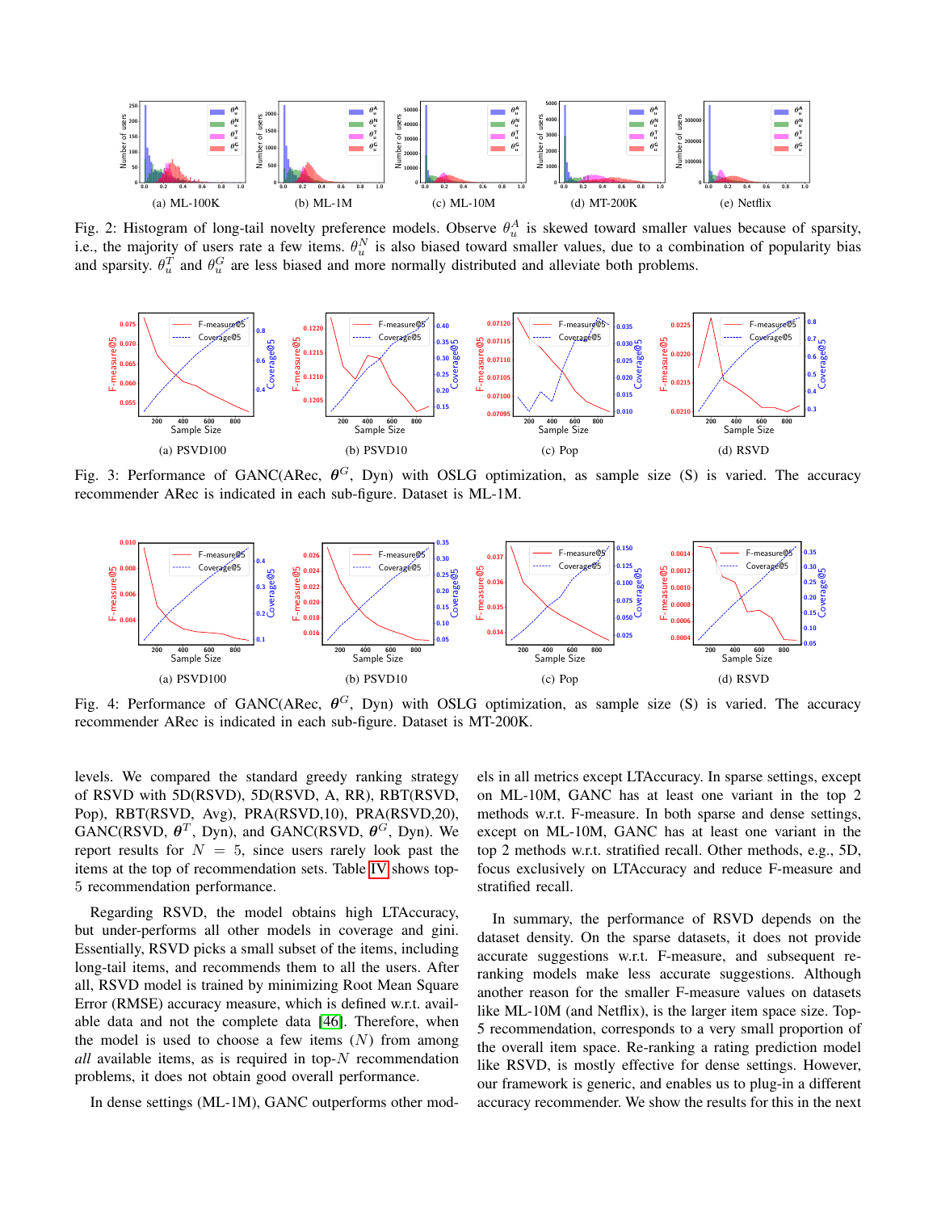(a) ML-100K

(b) ML-1M

(c) ML-10M

(d) MT-200K

(e) Netflix

Fig. 2: Histogram of long-tail novelty preference models. Observe $\theta_u^A$ is skewed toward smaller values because of sparsity, i.e., the majority of users rate a few items. $\theta_u^N$ is also biased toward smaller values, due to a combination of popularity bias and sparsity. $\theta_u^T$ and $\theta_u^G$ are less biased and more normally distributed and alleviate both problems.

(a) PSVD100

(b) PSVD10

(c) Pop

(d) RSVD

Fig. 3: Performance of GANC(ARec, $\boldsymbol{\theta}^G$, Dyn) with OSLG optimization, as sample size (S) is varied. The accuracy recommender ARec is indicated in each sub-figure. Dataset is ML-1M.

(a) PSVD100

(b) PSVD10

(c) Pop

(d) RSVD

Fig. 4: Performance of GANC(ARec, $\boldsymbol{\theta}^G$, Dyn) with OSLG optimization, as sample size (S) is varied. The accuracy recommender ARec is indicated in each sub-figure. Dataset is MT-200K.

levels. We compared the standard greedy ranking strategy of RSVD with 5D(RSVD), 5D(RSVD, A, RR), RBT(RSVD, Pop), RBT(RSVD, Avg), PRA(RSVD,10), PRA(RSVD,20), GANC(RSVD, $\boldsymbol{\theta}^T$, Dyn), and GANC(RSVD, $\boldsymbol{\theta}^G$, Dyn). We report results for $N = 5$, since users rarely look past the items at the top of recommendation sets. Table IV shows top-5 recommendation performance.

Regarding RSVD, the model obtains high LTAccuracy, but under-performs all other models in coverage and gini. Essentially, RSVD picks a small subset of the items, including long-tail items, and recommends them to all the users. After all, RSVD model is trained by minimizing Root Mean Square Error (RMSE) accuracy measure, which is defined w.r.t. available data and not the complete data [46]. Therefore, when the model is used to choose a few items ($N$) from among *all* available items, as is required in top-$N$ recommendation problems, it does not obtain good overall performance.

In dense settings (ML-1M), GANC outperforms other models in all metrics except LTAccuracy. In sparse settings, except on ML-10M, GANC has at least one variant in the top 2 methods w.r.t. F-measure. In both sparse and dense settings, except on ML-10M, GANC has at least one variant in the top 2 methods w.r.t. stratified recall. Other methods, e.g., 5D, focus exclusively on LTAccuracy and reduce F-measure and stratified recall.

In summary, the performance of RSVD depends on the dataset density. On the sparse datasets, it does not provide accurate suggestions w.r.t. F-measure, and subsequent re-ranking models make less accurate suggestions. Although another reason for the smaller F-measure values on datasets like ML-10M (and Netflix), is the larger item space size. Top-5 recommendation, corresponds to a very small proportion of the overall item space. Re-ranking a rating prediction model like RSVD, is mostly effective for dense settings. However, our framework is generic, and enables us to plug-in a different accuracy recommender. We show the results for this in the next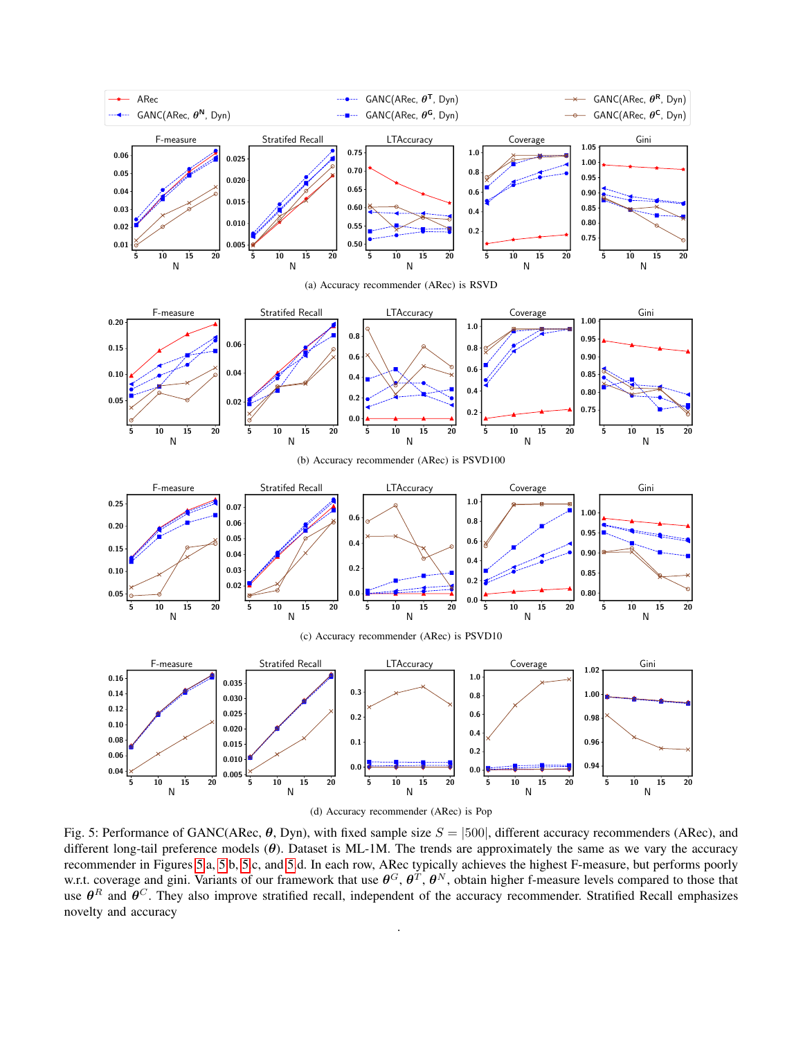(a) Accuracy recommender (ARec) is RSVD

(b) Accuracy recommender (ARec) is PSVD100

(c) Accuracy recommender (ARec) is PSVD10

(d) Accuracy recommender (ARec) is Pop

Fig. 5: Performance of GANC(ARec, $\boldsymbol{\theta}$, Dyn), with fixed sample size $S = |500|$, different accuracy recommenders (ARec), and different long-tail preference models ($\boldsymbol{\theta}$). Dataset is ML-1M. The trends are approximately the same as we vary the accuracy recommender in Figures 5a, 5b, 5c, and 5d. In each row, ARec typically achieves the highest F-measure, but performs poorly w.r.t. coverage and gini. Variants of our framework that use $\boldsymbol{\theta}^G$, $\boldsymbol{\theta}^T$, $\boldsymbol{\theta}^N$, obtain higher f-measure levels compared to those that use $\boldsymbol{\theta}^R$ and $\boldsymbol{\theta}^C$. They also improve stratified recall, independent of the accuracy recommender. Stratified Recall emphasizes novelty and accuracy

.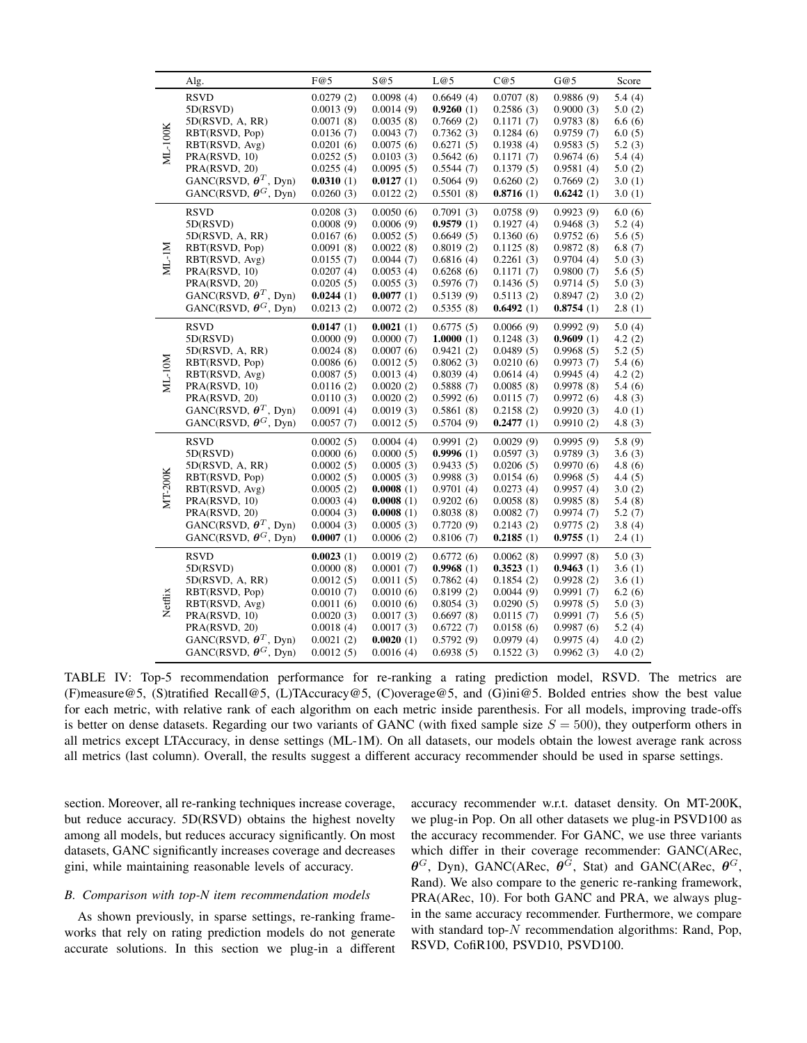| | Alg. | F@5 | S@5 | L@5 | C@5 | G@5 | Score |
|---|---|---|---|---|---|---|---|
| ML-100K | RSVD | 0.0279 (2) | 0.0098 (4) | 0.6649 (4) | 0.0707 (8) | 0.9886 (9) | 5.4 (4) |
| | 5D(RSVD) | 0.0013 (9) | 0.0014 (9) | **0.9260** (1) | 0.2586 (3) | 0.9000 (3) | 5.0 (2) |
| | 5D(RSVD, A, RR) | 0.0071 (8) | 0.0035 (8) | 0.7669 (2) | 0.1171 (7) | 0.9783 (8) | 6.6 (6) |
| | RBT(RSVD, Pop) | 0.0136 (7) | 0.0043 (7) | 0.7362 (3) | 0.1284 (6) | 0.9759 (7) | 6.0 (5) |
| | RBT(RSVD, Avg) | 0.0201 (6) | 0.0075 (6) | 0.6271 (5) | 0.1938 (4) | 0.9583 (5) | 5.2 (3) |
| | PRA(RSVD, 10) | 0.0252 (5) | 0.0103 (3) | 0.5642 (6) | 0.1171 (7) | 0.9674 (6) | 5.4 (4) |
| | PRA(RSVD, 20) | 0.0255 (4) | 0.0095 (5) | 0.5544 (7) | 0.1379 (5) | 0.9581 (4) | 5.0 (2) |
| | GANC(RSVD, $\boldsymbol{\theta}^T$, Dyn) | **0.0310** (1) | **0.0127** (1) | 0.5064 (9) | 0.6260 (2) | 0.7669 (2) | 3.0 (1) |
| | GANC(RSVD, $\boldsymbol{\theta}^G$, Dyn) | 0.0260 (3) | 0.0122 (2) | 0.5501 (8) | **0.8716** (1) | **0.6242** (1) | 3.0 (1) |
| ML-1M | RSVD | 0.0208 (3) | 0.0050 (6) | 0.7091 (3) | 0.0758 (9) | 0.9923 (9) | 6.0 (6) |
| | 5D(RSVD) | 0.0008 (9) | 0.0006 (9) | **0.9579** (1) | 0.1927 (4) | 0.9468 (3) | 5.2 (4) |
| | 5D(RSVD, A, RR) | 0.0167 (6) | 0.0052 (5) | 0.6649 (5) | 0.1360 (6) | 0.9752 (6) | 5.6 (5) |
| | RBT(RSVD, Pop) | 0.0091 (8) | 0.0022 (8) | 0.8019 (2) | 0.1125 (8) | 0.9872 (8) | 6.8 (7) |
| | RBT(RSVD, Avg) | 0.0155 (7) | 0.0044 (7) | 0.6816 (4) | 0.2261 (3) | 0.9704 (4) | 5.0 (3) |
| | PRA(RSVD, 10) | 0.0207 (4) | 0.0053 (4) | 0.6268 (6) | 0.1171 (7) | 0.9800 (7) | 5.6 (5) |
| | PRA(RSVD, 20) | 0.0205 (5) | 0.0055 (3) | 0.5976 (7) | 0.1436 (5) | 0.9714 (5) | 5.0 (3) |
| | GANC(RSVD, $\boldsymbol{\theta}^T$, Dyn) | **0.0244** (1) | **0.0077** (1) | 0.5139 (9) | 0.5113 (2) | 0.8947 (2) | 3.0 (2) |
| | GANC(RSVD, $\boldsymbol{\theta}^G$, Dyn) | 0.0213 (2) | 0.0072 (2) | 0.5355 (8) | **0.6492** (1) | **0.8754** (1) | 2.8 (1) |
| ML-10M | RSVD | **0.0147** (1) | **0.0021** (1) | 0.6775 (5) | 0.0066 (9) | 0.9992 (9) | 5.0 (4) |
| | 5D(RSVD) | 0.0000 (9) | 0.0000 (7) | **1.0000** (1) | 0.1248 (3) | **0.9609** (1) | 4.2 (2) |
| | 5D(RSVD, A, RR) | 0.0024 (8) | 0.0007 (6) | 0.9421 (2) | 0.0489 (5) | 0.9968 (5) | 5.2 (5) |
| | RBT(RSVD, Pop) | 0.0086 (6) | 0.0012 (5) | 0.8062 (3) | 0.0210 (6) | 0.9973 (7) | 5.4 (6) |
| | RBT(RSVD, Avg) | 0.0087 (5) | 0.0013 (4) | 0.8039 (4) | 0.0614 (4) | 0.9945 (4) | 4.2 (2) |
| | PRA(RSVD, 10) | 0.0116 (2) | 0.0020 (2) | 0.5888 (7) | 0.0085 (8) | 0.9978 (8) | 5.4 (6) |
| | PRA(RSVD, 20) | 0.0110 (3) | 0.0020 (2) | 0.5992 (6) | 0.0115 (7) | 0.9972 (6) | 4.8 (3) |
| | GANC(RSVD, $\boldsymbol{\theta}^T$, Dyn) | 0.0091 (4) | 0.0019 (3) | 0.5861 (8) | 0.2158 (2) | 0.9920 (3) | 4.0 (1) |
| | GANC(RSVD, $\boldsymbol{\theta}^G$, Dyn) | 0.0057 (7) | 0.0012 (5) | 0.5704 (9) | **0.2477** (1) | 0.9910 (2) | 4.8 (3) |
| MT-200K | RSVD | 0.0002 (5) | 0.0004 (4) | 0.9991 (2) | 0.0029 (9) | 0.9995 (9) | 5.8 (9) |
| | 5D(RSVD) | 0.0000 (6) | 0.0000 (5) | **0.9996** (1) | 0.0597 (3) | 0.9789 (3) | 3.6 (3) |
| | 5D(RSVD, A, RR) | 0.0002 (5) | 0.0005 (3) | 0.9433 (5) | 0.0206 (5) | 0.9970 (6) | 4.8 (6) |
| | RBT(RSVD, Pop) | 0.0002 (5) | 0.0005 (3) | 0.9988 (3) | 0.0154 (6) | 0.9968 (5) | 4.4 (5) |
| | RBT(RSVD, Avg) | 0.0005 (2) | **0.0008** (1) | 0.9701 (4) | 0.0273 (4) | 0.9957 (4) | 3.0 (2) |
| | PRA(RSVD, 10) | 0.0003 (4) | **0.0008** (1) | 0.9202 (6) | 0.0058 (8) | 0.9985 (8) | 5.4 (8) |
| | PRA(RSVD, 20) | 0.0004 (3) | **0.0008** (1) | 0.8038 (8) | 0.0082 (7) | 0.9974 (7) | 5.2 (7) |
| | GANC(RSVD, $\boldsymbol{\theta}^T$, Dyn) | 0.0004 (3) | 0.0005 (3) | 0.7720 (9) | 0.2143 (2) | 0.9775 (2) | 3.8 (4) |
| | GANC(RSVD, $\boldsymbol{\theta}^G$, Dyn) | **0.0007** (1) | 0.0006 (2) | 0.8106 (7) | **0.2185** (1) | **0.9755** (1) | 2.4 (1) |
| Netflix | RSVD | **0.0023** (1) | 0.0019 (2) | 0.6772 (6) | 0.0062 (8) | 0.9997 (8) | 5.0 (3) |
| | 5D(RSVD) | 0.0000 (8) | 0.0001 (7) | **0.9968** (1) | **0.3523** (1) | **0.9463** (1) | 3.6 (1) |
| | 5D(RSVD, A, RR) | 0.0012 (5) | 0.0011 (5) | 0.7862 (4) | 0.1854 (2) | 0.9928 (2) | 3.6 (1) |
| | RBT(RSVD, Pop) | 0.0010 (7) | 0.0010 (6) | 0.8199 (2) | 0.0044 (9) | 0.9991 (7) | 6.2 (6) |
| | RBT(RSVD, Avg) | 0.0011 (6) | 0.0010 (6) | 0.8054 (3) | 0.0290 (5) | 0.9978 (5) | 5.0 (3) |
| | PRA(RSVD, 10) | 0.0020 (3) | 0.0017 (3) | 0.6697 (8) | 0.0115 (7) | 0.9991 (7) | 5.6 (5) |
| | PRA(RSVD, 20) | 0.0018 (4) | 0.0017 (3) | 0.6722 (7) | 0.0158 (6) | 0.9987 (6) | 5.2 (4) |
| | GANC(RSVD, $\boldsymbol{\theta}^T$, Dyn) | 0.0021 (2) | **0.0020** (1) | 0.5792 (9) | 0.0979 (4) | 0.9975 (4) | 4.0 (2) |
| | GANC(RSVD, $\boldsymbol{\theta}^G$, Dyn) | 0.0012 (5) | 0.0016 (4) | 0.6938 (5) | 0.1522 (3) | 0.9962 (3) | 4.0 (2) |

TABLE IV: Top-5 recommendation performance for re-ranking a rating prediction model, RSVD. The metrics are (F)measure@5, (S)tratified Recall@5, (L)TAccuracy@5, (C)overage@5, and (G)ini@5. Bolded entries show the best value for each metric, with relative rank of each algorithm on each metric inside parenthesis. For all models, improving trade-offs is better on dense datasets. Regarding our two variants of GANC (with fixed sample size $S = 500$), they outperform others in all metrics except LTAccuracy, in dense settings (ML-1M). On all datasets, our models obtain the lowest average rank across all metrics (last column). Overall, the results suggest a different accuracy recommender should be used in sparse settings.

section. Moreover, all re-ranking techniques increase coverage, but reduce accuracy. 5D(RSVD) obtains the highest novelty among all models, but reduces accuracy significantly. On most datasets, GANC significantly increases coverage and decreases gini, while maintaining reasonable levels of accuracy.

### B. Comparison with top-N item recommendation models

As shown previously, in sparse settings, re-ranking frameworks that rely on rating prediction models do not generate accurate solutions. In this section we plug-in a different accuracy recommender w.r.t. dataset density. On MT-200K, we plug-in Pop. On all other datasets we plug-in PSVD100 as the accuracy recommender. For GANC, we use three variants which differ in their coverage recommender: GANC(ARec, $\boldsymbol{\theta}^G$, Dyn), GANC(ARec, $\boldsymbol{\theta}^G$, Stat) and GANC(ARec, $\boldsymbol{\theta}^G$, Rand). We also compare to the generic re-ranking framework, PRA(ARec, 10). For both GANC and PRA, we always plug-in the same accuracy recommender. Furthermore, we compare with standard top-$N$ recommendation algorithms: Rand, Pop, RSVD, CofiR100, PSVD10, PSVD100.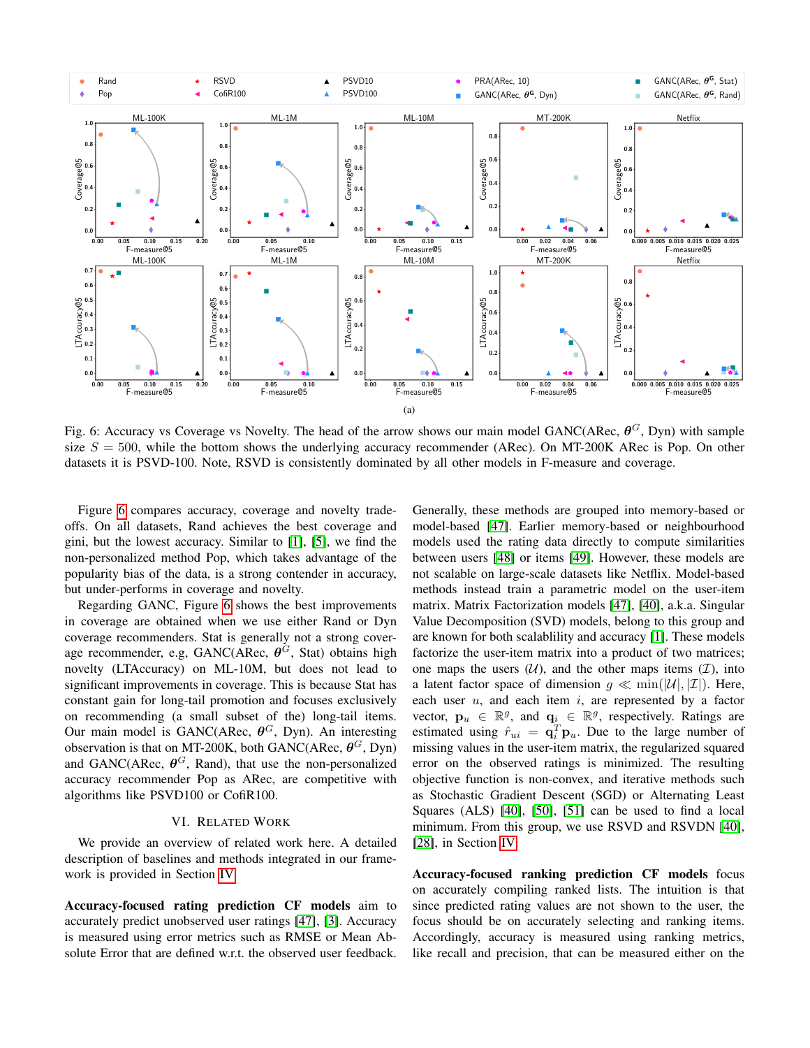(a)

Fig. 6: Accuracy vs Coverage vs Novelty. The head of the arrow shows our main model GANC(ARec, $\boldsymbol{\theta}^G$, Dyn) with sample size $S = 500$, while the bottom shows the underlying accuracy recommender (ARec). On MT-200K ARec is Pop. On other datasets it is PSVD-100. Note, RSVD is consistently dominated by all other models in F-measure and coverage.

Figure 6 compares accuracy, coverage and novelty trade-offs. On all datasets, Rand achieves the best coverage and gini, but the lowest accuracy. Similar to [1], [5], we find the non-personalized method Pop, which takes advantage of the popularity bias of the data, is a strong contender in accuracy, but under-performs in coverage and novelty.

Regarding GANC, Figure 6 shows the best improvements in coverage are obtained when we use either Rand or Dyn coverage recommenders. Stat is generally not a strong coverage recommender, e.g, GANC(ARec, $\boldsymbol{\theta}^G$, Stat) obtains high novelty (LTAccuracy) on ML-10M, but does not lead to significant improvements in coverage. This is because Stat has constant gain for long-tail promotion and focuses exclusively on recommending (a small subset of the) long-tail items. Our main model is GANC(ARec, $\boldsymbol{\theta}^G$, Dyn). An interesting observation is that on MT-200K, both GANC(ARec, $\boldsymbol{\theta}^G$, Dyn) and GANC(ARec, $\boldsymbol{\theta}^G$, Rand), that use the non-personalized accuracy recommender Pop as ARec, are competitive with algorithms like PSVD100 or CofiR100.

## VI. Related Work

We provide an overview of related work here. A detailed description of baselines and methods integrated in our framework is provided in Section IV.

**Accuracy-focused rating prediction CF models** aim to accurately predict unobserved user ratings [47], [3]. Accuracy is measured using error metrics such as RMSE or Mean Absolute Error that are defined w.r.t. the observed user feedback. Generally, these methods are grouped into memory-based or model-based [47]. Earlier memory-based or neighbourhood models used the rating data directly to compute similarities between users [48] or items [49]. However, these models are not scalable on large-scale datasets like Netflix. Model-based methods instead train a parametric model on the user-item matrix. Matrix Factorization models [47], [40], a.k.a. Singular Value Decomposition (SVD) models, belong to this group and are known for both scalablility and accuracy [1]. These models factorize the user-item matrix into a product of two matrices; one maps the users ($\mathcal{U}$), and the other maps items ($\mathcal{I}$), into a latent factor space of dimension $g \ll \min(|\mathcal{U}|, |\mathcal{I}|)$. Here, each user $u$, and each item $i$, are represented by a factor vector, $\mathbf{p}_u \in \mathbb{R}^g$, and $\mathbf{q}_i \in \mathbb{R}^g$, respectively. Ratings are estimated using $\hat{r}_{ui} = \mathbf{q}_i^T \mathbf{p}_u$. Due to the large number of missing values in the user-item matrix, the regularized squared error on the observed ratings is minimized. The resulting objective function is non-convex, and iterative methods such as Stochastic Gradient Descent (SGD) or Alternating Least Squares (ALS) [40], [50], [51] can be used to find a local minimum. From this group, we use RSVD and RSVDN [40], [28], in Section IV.

**Accuracy-focused ranking prediction CF models** focus on accurately compiling ranked lists. The intuition is that since predicted rating values are not shown to the user, the focus should be on accurately selecting and ranking items. Accordingly, accuracy is measured using ranking metrics, like recall and precision, that can be measured either on the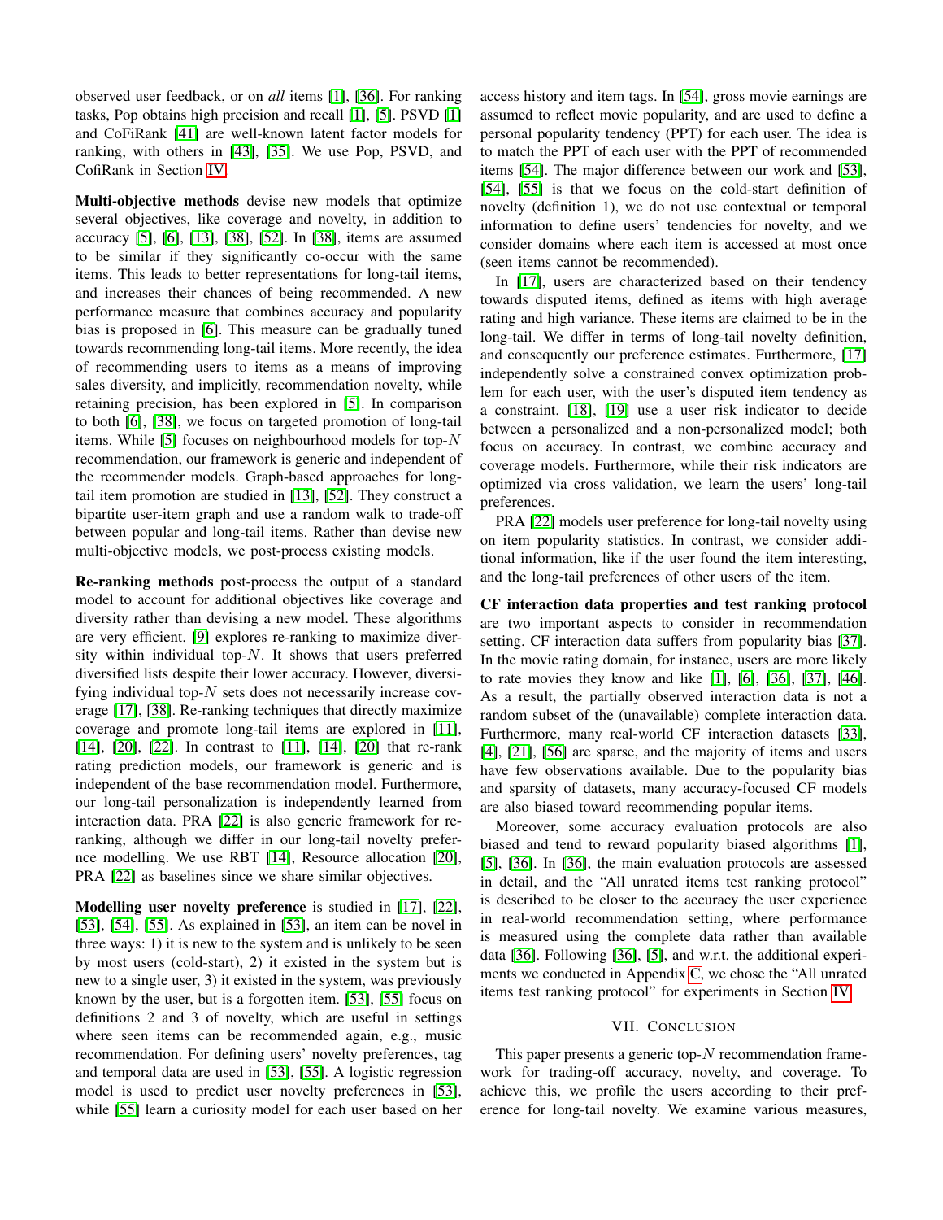observed user feedback, or on *all* items [1], [36]. For ranking tasks, Pop obtains high precision and recall [1], [5]. PSVD [1] and CoFiRank [41] are well-known latent factor models for ranking, with others in [43], [35]. We use Pop, PSVD, and CofiRank in Section IV.

**Multi-objective methods** devise new models that optimize several objectives, like coverage and novelty, in addition to accuracy [5], [6], [13], [38], [52]. In [38], items are assumed to be similar if they significantly co-occur with the same items. This leads to better representations for long-tail items, and increases their chances of being recommended. A new performance measure that combines accuracy and popularity bias is proposed in [6]. This measure can be gradually tuned towards recommending long-tail items. More recently, the idea of recommending users to items as a means of improving sales diversity, and implicitly, recommendation novelty, while retaining precision, has been explored in [5]. In comparison to both [6], [38], we focus on targeted promotion of long-tail items. While [5] focuses on neighbourhood models for top-$N$ recommendation, our framework is generic and independent of the recommender models. Graph-based approaches for long-tail item promotion are studied in [13], [52]. They construct a bipartite user-item graph and use a random walk to trade-off between popular and long-tail items. Rather than devise new multi-objective models, we post-process existing models.

**Re-ranking methods** post-process the output of a standard model to account for additional objectives like coverage and diversity rather than devising a new model. These algorithms are very efficient. [9] explores re-ranking to maximize diversity within individual top-$N$. It shows that users preferred diversified lists despite their lower accuracy. However, diversifying individual top-$N$ sets does not necessarily increase coverage [17], [38]. Re-ranking techniques that directly maximize coverage and promote long-tail items are explored in [11], [14], [20], [22]. In contrast to [11], [14], [20] that re-rank rating prediction models, our framework is generic and is independent of the base recommendation model. Furthermore, our long-tail personalization is independently learned from interaction data. PRA [22] is also generic framework for re-ranking, although we differ in our long-tail novelty prefernce modelling. We use RBT [14], Resource allocation [20], PRA [22] as baselines since we share similar objectives.

**Modelling user novelty preference** is studied in [17], [22], [53], [54], [55]. As explained in [53], an item can be novel in three ways: 1) it is new to the system and is unlikely to be seen by most users (cold-start), 2) it existed in the system but is new to a single user, 3) it existed in the system, was previously known by the user, but is a forgotten item. [53], [55] focus on definitions 2 and 3 of novelty, which are useful in settings where seen items can be recommended again, e.g., music recommendation. For defining users' novelty preferences, tag and temporal data are used in [53], [55]. A logistic regression model is used to predict user novelty preferences in [53], while [55] learn a curiosity model for each user based on her access history and item tags. In [54], gross movie earnings are assumed to reflect movie popularity, and are used to define a personal popularity tendency (PPT) for each user. The idea is to match the PPT of each user with the PPT of recommended items [54]. The major difference between our work and [53], [54], [55] is that we focus on the cold-start definition of novelty (definition 1), we do not use contextual or temporal information to define users' tendencies for novelty, and we consider domains where each item is accessed at most once (seen items cannot be recommended).

In [17], users are characterized based on their tendency towards disputed items, defined as items with high average rating and high variance. These items are claimed to be in the long-tail. We differ in terms of long-tail novelty definition, and consequently our preference estimates. Furthermore, [17] independently solve a constrained convex optimization problem for each user, with the user's disputed item tendency as a constraint. [18], [19] use a user risk indicator to decide between a personalized and a non-personalized model; both focus on accuracy. In contrast, we combine accuracy and coverage models. Furthermore, while their risk indicators are optimized via cross validation, we learn the users' long-tail preferences.

PRA [22] models user preference for long-tail novelty using on item popularity statistics. In contrast, we consider additional information, like if the user found the item interesting, and the long-tail preferences of other users of the item.

**CF interaction data properties and test ranking protocol** are two important aspects to consider in recommendation setting. CF interaction data suffers from popularity bias [37]. In the movie rating domain, for instance, users are more likely to rate movies they know and like [1], [6], [36], [37], [46]. As a result, the partially observed interaction data is not a random subset of the (unavailable) complete interaction data. Furthermore, many real-world CF interaction datasets [33], [4], [21], [56] are sparse, and the majority of items and users have few observations available. Due to the popularity bias and sparsity of datasets, many accuracy-focused CF models are also biased toward recommending popular items.

Moreover, some accuracy evaluation protocols are also biased and tend to reward popularity biased algorithms [1], [5], [36]. In [36], the main evaluation protocols are assessed in detail, and the "All unrated items test ranking protocol" is described to be closer to the accuracy the user experience in real-world recommendation setting, where performance is measured using the complete data rather than available data [36]. Following [36], [5], and w.r.t. the additional experiments we conducted in Appendix C, we chose the "All unrated items test ranking protocol" for experiments in Section IV.

## VII. Conclusion

This paper presents a generic top-$N$ recommendation framework for trading-off accuracy, novelty, and coverage. To achieve this, we profile the users according to their preference for long-tail novelty. We examine various measures,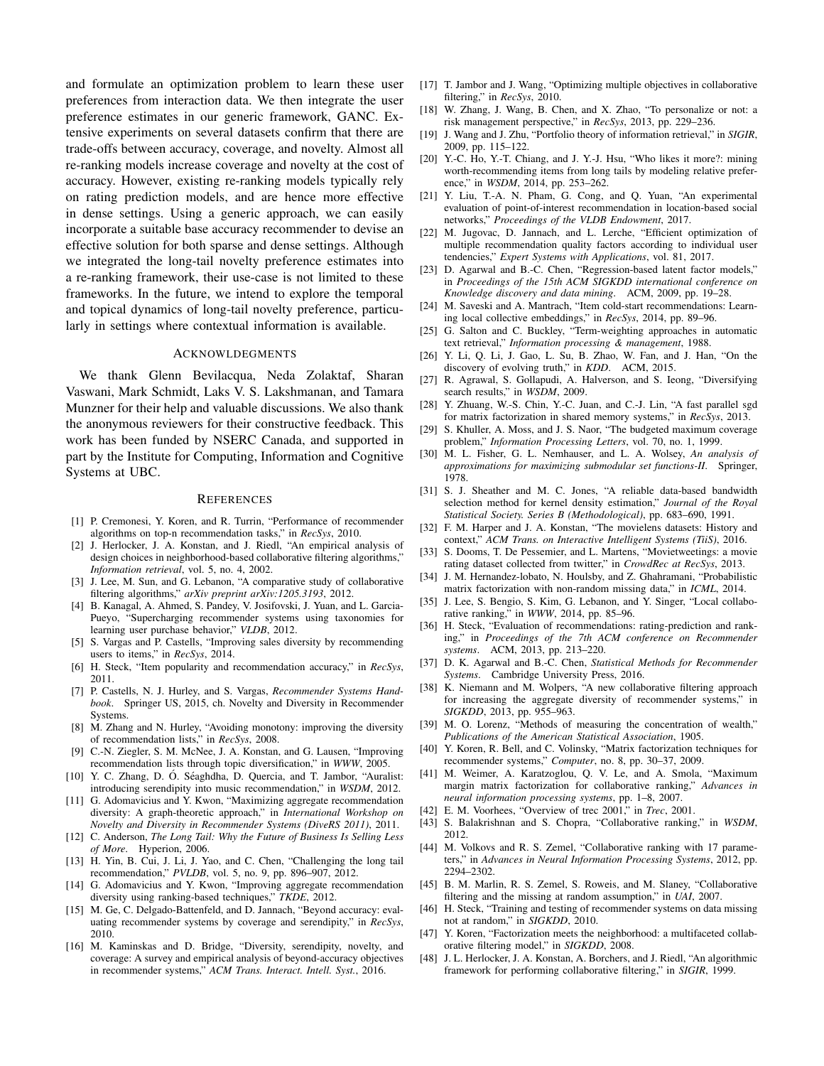and formulate an optimization problem to learn these user preferences from interaction data. We then integrate the user preference estimates in our generic framework, GANC. Extensive experiments on several datasets confirm that there are trade-offs between accuracy, coverage, and novelty. Almost all re-ranking models increase coverage and novelty at the cost of accuracy. However, existing re-ranking models typically rely on rating prediction models, and are hence more effective in dense settings. Using a generic approach, we can easily incorporate a suitable base accuracy recommender to devise an effective solution for both sparse and dense settings. Although we integrated the long-tail novelty preference estimates into a re-ranking framework, their use-case is not limited to these frameworks. In the future, we intend to explore the temporal and topical dynamics of long-tail novelty preference, particularly in settings where contextual information is available.

## Acknowledgments

We thank Glenn Bevilacqua, Neda Zolaktaf, Sharan Vaswani, Mark Schmidt, Laks V. S. Lakshmanan, and Tamara Munzner for their help and valuable discussions. We also thank the anonymous reviewers for their constructive feedback. This work has been funded by NSERC Canada, and supported in part by the Institute for Computing, Information and Cognitive Systems at UBC.

## References

[1] P. Cremonesi, Y. Koren, and R. Turrin, "Performance of recommender algorithms on top-n recommendation tasks," in *RecSys*, 2010.

[2] J. Herlocker, J. A. Konstan, and J. Riedl, "An empirical analysis of design choices in neighborhood-based collaborative filtering algorithms," *Information retrieval*, vol. 5, no. 4, 2002.

[3] J. Lee, M. Sun, and G. Lebanon, "A comparative study of collaborative filtering algorithms," *arXiv preprint arXiv:1205.3193*, 2012.

[4] B. Kanagal, A. Ahmed, S. Pandey, V. Josifovski, J. Yuan, and L. Garcia-Pueyo, "Supercharging recommender systems using taxonomies for learning user purchase behavior," *VLDB*, 2012.

[5] S. Vargas and P. Castells, "Improving sales diversity by recommending users to items," in *RecSys*, 2014.

[6] H. Steck, "Item popularity and recommendation accuracy," in *RecSys*, 2011.

[7] P. Castells, N. J. Hurley, and S. Vargas, *Recommender Systems Handbook*. Springer US, 2015, ch. Novelty and Diversity in Recommender Systems.

[8] M. Zhang and N. Hurley, "Avoiding monotony: improving the diversity of recommendation lists," in *RecSys*, 2008.

[9] C.-N. Ziegler, S. M. McNee, J. A. Konstan, and G. Lausen, "Improving recommendation lists through topic diversification," in *WWW*, 2005.

[10] Y. C. Zhang, D. Ó. Séaghdha, D. Quercia, and T. Jambor, "Auralist: introducing serendipity into music recommendation," in *WSDM*, 2012.

[11] G. Adomavicius and Y. Kwon, "Maximizing aggregate recommendation diversity: A graph-theoretic approach," in *International Workshop on Novelty and Diversity in Recommender Systems (DiveRS 2011)*, 2011.

[12] C. Anderson, *The Long Tail: Why the Future of Business Is Selling Less of More*. Hyperion, 2006.

[13] H. Yin, B. Cui, J. Li, J. Yao, and C. Chen, "Challenging the long tail recommendation," *PVLDB*, vol. 5, no. 9, pp. 896–907, 2012.

[14] G. Adomavicius and Y. Kwon, "Improving aggregate recommendation diversity using ranking-based techniques," *TKDE*, 2012.

[15] M. Ge, C. Delgado-Battenfeld, and D. Jannach, "Beyond accuracy: evaluating recommender systems by coverage and serendipity," in *RecSys*, 2010.

[16] M. Kaminskas and D. Bridge, "Diversity, serendipity, novelty, and coverage: A survey and empirical analysis of beyond-accuracy objectives in recommender systems," *ACM Trans. Interact. Intell. Syst.*, 2016.

[17] T. Jambor and J. Wang, "Optimizing multiple objectives in collaborative filtering," in *RecSys*, 2010.

[18] W. Zhang, J. Wang, B. Chen, and X. Zhao, "To personalize or not: a risk management perspective," in *RecSys*, 2013, pp. 229–236.

[19] J. Wang and J. Zhu, "Portfolio theory of information retrieval," in *SIGIR*, 2009, pp. 115–122.

[20] Y.-C. Ho, Y.-T. Chiang, and J. Y.-J. Hsu, "Who likes it more?: mining worth-recommending items from long tails by modeling relative preference," in *WSDM*, 2014, pp. 253–262.

[21] Y. Liu, T.-A. N. Pham, G. Cong, and Q. Yuan, "An experimental evaluation of point-of-interest recommendation in location-based social networks," *Proceedings of the VLDB Endowment*, 2017.

[22] M. Jugovac, D. Jannach, and L. Lerche, "Efficient optimization of multiple recommendation quality factors according to individual user tendencies," *Expert Systems with Applications*, vol. 81, 2017.

[23] D. Agarwal and B.-C. Chen, "Regression-based latent factor models," in *Proceedings of the 15th ACM SIGKDD international conference on Knowledge discovery and data mining*. ACM, 2009, pp. 19–28.

[24] M. Saveski and A. Mantrach, "Item cold-start recommendations: Learning local collective embeddings," in *RecSys*, 2014, pp. 89–96.

[25] G. Salton and C. Buckley, "Term-weighting approaches in automatic text retrieval," *Information processing & management*, 1988.

[26] Y. Li, Q. Li, J. Gao, L. Su, B. Zhao, W. Fan, and J. Han, "On the discovery of evolving truth," in *KDD*. ACM, 2015.

[27] R. Agrawal, S. Gollapudi, A. Halverson, and S. Ieong, "Diversifying search results," in *WSDM*, 2009.

[28] Y. Zhuang, W.-S. Chin, Y.-C. Juan, and C.-J. Lin, "A fast parallel sgd for matrix factorization in shared memory systems," in *RecSys*, 2013.

[29] S. Khuller, A. Moss, and J. S. Naor, "The budgeted maximum coverage problem," *Information Processing Letters*, vol. 70, no. 1, 1999.

[30] M. L. Fisher, G. L. Nemhauser, and L. A. Wolsey, *An analysis of approximations for maximizing submodular set functions-II*. Springer, 1978.

[31] S. J. Sheather and M. C. Jones, "A reliable data-based bandwidth selection method for kernel density estimation," *Journal of the Royal Statistical Society. Series B (Methodological)*, pp. 683–690, 1991.

[32] F. M. Harper and J. A. Konstan, "The movielens datasets: History and context," *ACM Trans. on Interactive Intelligent Systems (TiiS)*, 2016.

[33] S. Dooms, T. De Pessemier, and L. Martens, "Movietweetings: a movie rating dataset collected from twitter," in *CrowdRec at RecSys*, 2013.

[34] J. M. Hernandez-lobato, N. Houlsby, and Z. Ghahramani, "Probabilistic matrix factorization with non-random missing data," in *ICML*, 2014.

[35] J. Lee, S. Bengio, S. Kim, G. Lebanon, and Y. Singer, "Local collaborative ranking," in *WWW*, 2014, pp. 85–96.

[36] H. Steck, "Evaluation of recommendations: rating-prediction and ranking," in *Proceedings of the 7th ACM conference on Recommender systems*. ACM, 2013, pp. 213–220.

[37] D. K. Agarwal and B.-C. Chen, *Statistical Methods for Recommender Systems*. Cambridge University Press, 2016.

[38] K. Niemann and M. Wolpers, "A new collaborative filtering approach for increasing the aggregate diversity of recommender systems," in *SIGKDD*, 2013, pp. 955–963.

[39] M. O. Lorenz, "Methods of measuring the concentration of wealth," *Publications of the American Statistical Association*, 1905.

[40] Y. Koren, R. Bell, and C. Volinsky, "Matrix factorization techniques for recommender systems," *Computer*, no. 8, pp. 30–37, 2009.

[41] M. Weimer, A. Karatzoglou, Q. V. Le, and A. Smola, "Maximum margin matrix factorization for collaborative ranking," *Advances in neural information processing systems*, pp. 1–8, 2007.

[42] E. M. Voorhees, "Overview of trec 2001," in *Trec*, 2001.

[43] S. Balakrishnan and S. Chopra, "Collaborative ranking," in *WSDM*, 2012.

[44] M. Volkovs and R. S. Zemel, "Collaborative ranking with 17 parameters," in *Advances in Neural Information Processing Systems*, 2012, pp. 2294–2302.

[45] B. M. Marlin, R. S. Zemel, S. Roweis, and M. Slaney, "Collaborative filtering and the missing at random assumption," in *UAI*, 2007.

[46] H. Steck, "Training and testing of recommender systems on data missing not at random," in *SIGKDD*, 2010.

[47] Y. Koren, "Factorization meets the neighborhood: a multifaceted collaborative filtering model," in *SIGKDD*, 2008.

[48] J. L. Herlocker, J. A. Konstan, A. Borchers, and J. Riedl, "An algorithmic framework for performing collaborative filtering," in *SIGIR*, 1999.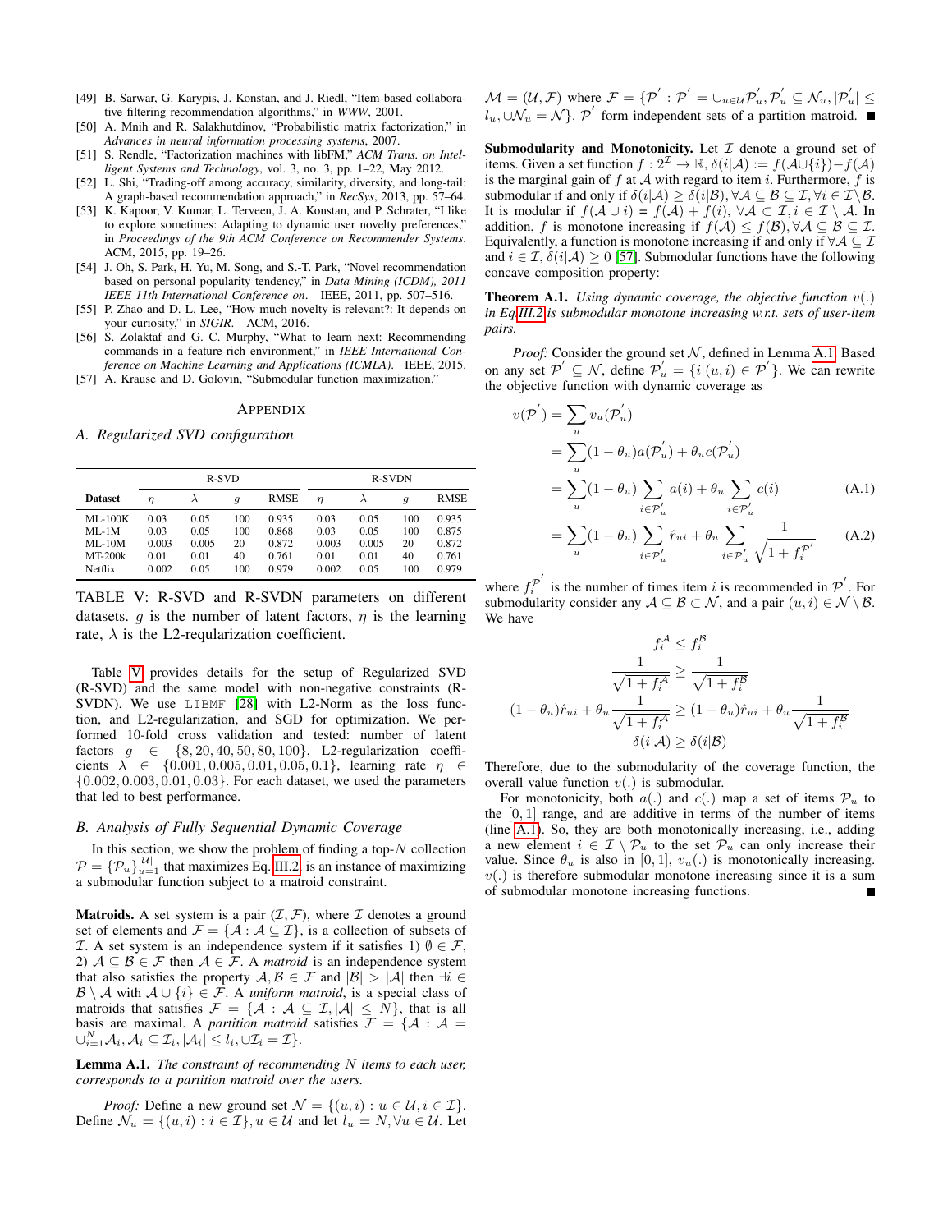[49] B. Sarwar, G. Karypis, J. Konstan, and J. Riedl, "Item-based collaborative filtering recommendation algorithms," in *WWW*, 2001.

[50] A. Mnih and R. Salakhutdinov, "Probabilistic matrix factorization," in *Advances in neural information processing systems*, 2007.

[51] S. Rendle, "Factorization machines with libFM," *ACM Trans. on Intelligent Systems and Technology*, vol. 3, no. 3, pp. 1–22, May 2012.

[52] L. Shi, "Trading-off among accuracy, similarity, diversity, and long-tail: A graph-based recommendation approach," in *RecSys*, 2013, pp. 57–64.

[53] K. Kapoor, V. Kumar, L. Terveen, J. A. Konstan, and P. Schrater, "I like to explore sometimes: Adapting to dynamic user novelty preferences," in *Proceedings of the 9th ACM Conference on Recommender Systems*. ACM, 2015, pp. 19–26.

[54] J. Oh, S. Park, H. Yu, M. Song, and S.-T. Park, "Novel recommendation based on personal popularity tendency," in *Data Mining (ICDM), 2011 IEEE 11th International Conference on*. IEEE, 2011, pp. 507–516.

[55] P. Zhao and D. L. Lee, "How much novelty is relevant? It depends on your curiosity," in *SIGIR*. ACM, 2016.

[56] S. Zolaktaf and G. C. Murphy, "What to learn next: Recommending commands in a feature-rich environment," in *IEEE International Conference on Machine Learning and Applications (ICMLA)*. IEEE, 2015.

[57] A. Krause and D. Golovin, "Submodular function maximization."

# APPENDIX

## A. Regularized SVD configuration

| Dataset | R-SVD $\eta$ | R-SVD $\lambda$ | R-SVD $g$ | R-SVD RMSE | R-SVDN $\eta$ | R-SVDN $\lambda$ | R-SVDN $g$ | R-SVDN RMSE |
|---|---|---|---|---|---|---|---|---|
| ML-100K | 0.03 | 0.05 | 100 | 0.935 | 0.03 | 0.05 | 100 | 0.935 |
| ML-1M | 0.03 | 0.05 | 100 | 0.868 | 0.03 | 0.05 | 100 | 0.875 |
| ML-10M | 0.003 | 0.005 | 20 | 0.872 | 0.003 | 0.005 | 20 | 0.872 |
| MT-200k | 0.01 | 0.01 | 40 | 0.761 | 0.01 | 0.01 | 40 | 0.761 |
| Netflix | 0.002 | 0.05 | 100 | 0.979 | 0.002 | 0.05 | 100 | 0.979 |

TABLE V: R-SVD and R-SVDN parameters on different datasets. $g$ is the number of latent factors, $\eta$ is the learning rate, $\lambda$ is the L2-reqularization coefficient.

Table V provides details for the setup of Regularized SVD (R-SVD) and the same model with non-negative constraints (R-SVDN). We use LIBMF [28] with L2-Norm as the loss function, and L2-regularization, and SGD for optimization. We performed 10-fold cross validation and tested: number of latent factors $g \in \{8, 20, 40, 50, 80, 100\}$, L2-regularization coefficients $\lambda \in \{0.001, 0.005, 0.01, 0.05, 0.1\}$, learning rate $\eta \in \{0.002, 0.003, 0.01, 0.03\}$. For each dataset, we used the parameters that led to best performance.

## B. Analysis of Fully Sequential Dynamic Coverage

In this section, we show the problem of finding a top-$N$ collection $\mathcal{P} = \{\mathcal{P}_u\}_{u=1}^{|\mathcal{U}|}$ that maximizes Eq. III.2 is an instance of maximizing a submodular function subject to a matroid constraint.

**Matroids.** A set system is a pair $(\mathcal{I}, \mathcal{F})$, where $\mathcal{I}$ denotes a ground set of elements and $\mathcal{F} = \{\mathcal{A} : \mathcal{A} \subseteq \mathcal{I}\}$, is a collection of subsets of $\mathcal{I}$. A set system is an independence system if it satisfies 1) $\emptyset \in \mathcal{F}$, 2) $\mathcal{A} \subseteq \mathcal{B} \in \mathcal{F}$ then $\mathcal{A} \in \mathcal{F}$. A *matroid* is an independence system that also satisfies the property $\mathcal{A}, \mathcal{B} \in \mathcal{F}$ and $|\mathcal{B}| > |\mathcal{A}|$ then $\exists i \in \mathcal{B} \setminus \mathcal{A}$ with $\mathcal{A} \cup \{i\} \in \mathcal{F}$. A *uniform matroid*, is a special class of matroids that satisfies $\mathcal{F} = \{\mathcal{A} : \mathcal{A} \subseteq \mathcal{I}, |\mathcal{A}| \leq N\}$, that is all basis are maximal. A *partition matroid* satisfies $\mathcal{F} = \{\mathcal{A} : \mathcal{A} = \cup_{i=1}^{N} \mathcal{A}_i, \mathcal{A}_i \subseteq \mathcal{I}_i, |\mathcal{A}_i| \leq l_i, \cup \mathcal{I}_i = \mathcal{I}\}$.

**Lemma A.1.** *The constraint of recommending $N$ items to each user, corresponds to a partition matroid over the users.*

*Proof:* Define a new ground set $\mathcal{N} = \{(u, i) : u \in \mathcal{U}, i \in \mathcal{I}\}$. Define $\mathcal{N}_u = \{(u, i) : i \in \mathcal{I}\}, u \in \mathcal{U}$ and let $l_u = N, \forall u \in \mathcal{U}$. Let $\mathcal{M} = (\mathcal{U}, \mathcal{F})$ where $\mathcal{F} = \{\mathcal{P}' : \mathcal{P}' = \cup_{u \in \mathcal{U}} \mathcal{P}'_u, \mathcal{P}'_u \subseteq \mathcal{N}_u, |\mathcal{P}'_u| \leq l_u, \cup \mathcal{N}_u = \mathcal{N}\}$. $\mathcal{P}'$ form independent sets of a partition matroid. ■

**Submodularity and Monotonicity.** Let $\mathcal{I}$ denote a ground set of items. Given a set function $f : 2^{\mathcal{I}} \to \mathbb{R}$, $\delta(i|\mathcal{A}) := f(\mathcal{A} \cup \{i\}) - f(\mathcal{A})$ is the marginal gain of $f$ at $\mathcal{A}$ with regard to item $i$. Furthermore, $f$ is submodular if and only if $\delta(i|\mathcal{A}) \geq \delta(i|\mathcal{B}), \forall \mathcal{A} \subseteq \mathcal{B} \subseteq \mathcal{I}, \forall i \in \mathcal{I} \setminus \mathcal{B}$. It is modular if $f(\mathcal{A} \cup i) = f(\mathcal{A}) + f(i)$, $\forall \mathcal{A} \subset \mathcal{I}, i \in \mathcal{I} \setminus \mathcal{A}$. In addition, $f$ is monotone increasing if $f(\mathcal{A}) \leq f(\mathcal{B}), \forall \mathcal{A} \subseteq \mathcal{B} \subseteq \mathcal{I}$. Equivalently, a function is monotone increasing if and only if $\forall \mathcal{A} \subseteq \mathcal{I}$ and $i \in \mathcal{I}$, $\delta(i|\mathcal{A}) \geq 0$ [57]. Submodular functions have the following concave composition property:

**Theorem A.1.** *Using dynamic coverage, the objective function $v(.)$ in Eq III.2 is submodular monotone increasing w.r.t. sets of user-item pairs.*

*Proof:* Consider the ground set $\mathcal{N}$, defined in Lemma A.1. Based on any set $\mathcal{P}' \subseteq \mathcal{N}$, define $\mathcal{P}'_u = \{i | (u, i) \in \mathcal{P}'\}$. We can rewrite the objective function with dynamic coverage as

$$
\begin{aligned}
v(\mathcal{P}') &= \sum_u v_u(\mathcal{P}'_u) \\
&= \sum_u (1 - \theta_u) a(\mathcal{P}'_u) + \theta_u c(\mathcal{P}'_u) \\
&= \sum_u (1 - \theta_u) \sum_{i \in \mathcal{P}'_u} a(i) + \theta_u \sum_{i \in \mathcal{P}'_u} c(i) \qquad \text{(A.1)} \\
&= \sum_u (1 - \theta_u) \sum_{i \in \mathcal{P}'_u} \hat{r}_{ui} + \theta_u \sum_{i \in \mathcal{P}'_u} \frac{1}{\sqrt{1 + f_i^{\mathcal{P}'}}} \qquad \text{(A.2)}
\end{aligned}
$$

where $f_i^{\mathcal{P}'}$ is the number of times item $i$ is recommended in $\mathcal{P}'$. For submodularity consider any $\mathcal{A} \subseteq \mathcal{B} \subset \mathcal{N}$, and a pair $(u, i) \in \mathcal{N} \setminus \mathcal{B}$. We have

$$
\begin{gathered}
f_i^{\mathcal{A}} \leq f_i^{\mathcal{B}} \\
\frac{1}{\sqrt{1 + f_i^{\mathcal{A}}}} \geq \frac{1}{\sqrt{1 + f_i^{\mathcal{B}}}} \\
(1 - \theta_u)\hat{r}_{ui} + \theta_u \frac{1}{\sqrt{1 + f_i^{\mathcal{A}}}} \geq (1 - \theta_u)\hat{r}_{ui} + \theta_u \frac{1}{\sqrt{1 + f_i^{\mathcal{B}}}} \\
\delta(i|\mathcal{A}) \geq \delta(i|\mathcal{B})
\end{gathered}
$$

Therefore, due to the submodularity of the coverage function, the overall value function $v(.)$ is submodular.

For monotonicity, both $a(.)$ and $c(.)$ map a set of items $\mathcal{P}_u$ to the $[0, 1]$ range, and are additive in terms of the number of items (line (A.1)). So, they are both monotonically increasing, i.e., adding a new element $i \in \mathcal{I} \setminus \mathcal{P}_u$ to the set $\mathcal{P}_u$ can only increase their value. Since $\theta_u$ is also in $[0, 1]$, $v_u(.)$ is monotonically increasing. $v(.)$ is therefore submodular monotone increasing since it is a sum of submodular monotone increasing functions. ■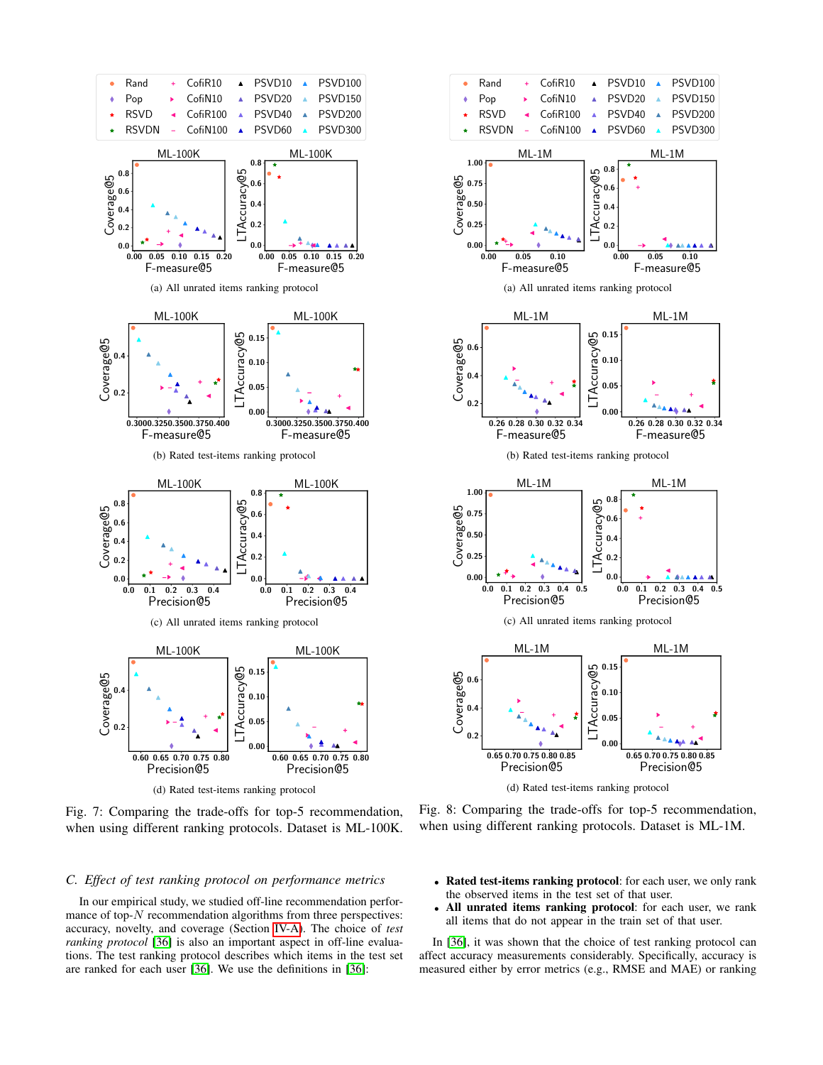(a) All unrated items ranking protocol

(b) Rated test-items ranking protocol

(c) All unrated items ranking protocol

(d) Rated test-items ranking protocol

Fig. 7: Comparing the trade-offs for top-5 recommendation, when using different ranking protocols. Dataset is ML-100K.

(a) All unrated items ranking protocol

(b) Rated test-items ranking protocol

(c) All unrated items ranking protocol

(d) Rated test-items ranking protocol

Fig. 8: Comparing the trade-offs for top-5 recommendation, when using different ranking protocols. Dataset is ML-1M.

### *C. Effect of test ranking protocol on performance metrics*

In our empirical study, we studied off-line recommendation performance of top-$N$ recommendation algorithms from three perspectives: accuracy, novelty, and coverage (Section IV-A). The choice of *test ranking protocol* [36] is also an important aspect in off-line evaluations. The test ranking protocol describes which items in the test set are ranked for each user [36]. We use the definitions in [36]:

- **Rated test-items ranking protocol**: for each user, we only rank the observed items in the test set of that user.
- **All unrated items ranking protocol**: for each user, we rank all items that do not appear in the train set of that user.

In [36], it was shown that the choice of test ranking protocol can affect accuracy measurements considerably. Specifically, accuracy is measured either by error metrics (e.g., RMSE and MAE) or ranking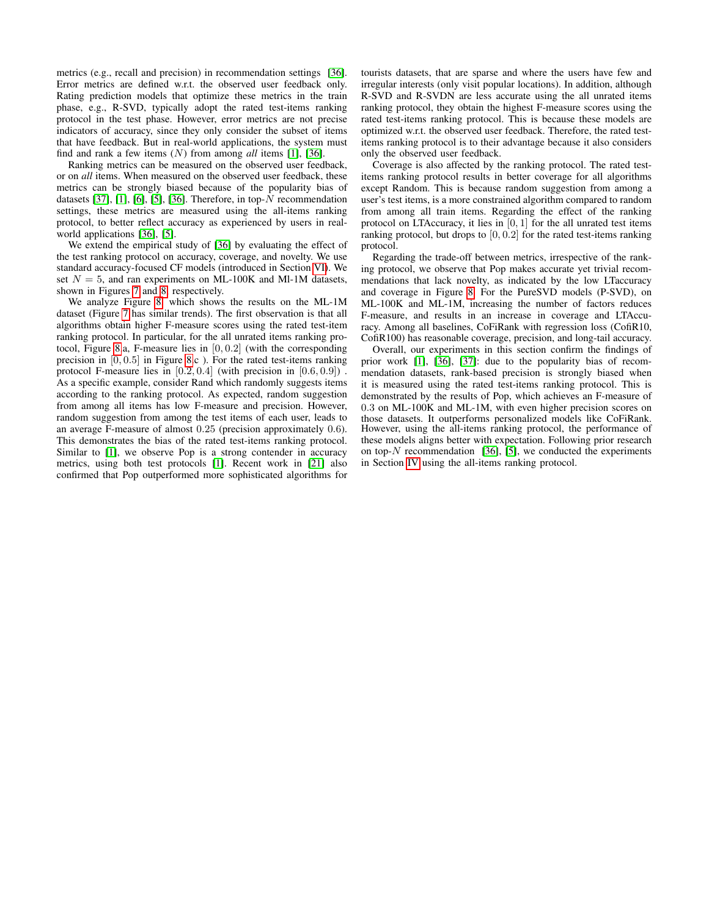metrics (e.g., recall and precision) in recommendation settings [36]. Error metrics are defined w.r.t. the observed user feedback only. Rating prediction models that optimize these metrics in the train phase, e.g., R-SVD, typically adopt the rated test-items ranking protocol in the test phase. However, error metrics are not precise indicators of accuracy, since they only consider the subset of items that have feedback. But in real-world applications, the system must find and rank a few items ($N$) from among *all* items [1], [36].

Ranking metrics can be measured on the observed user feedback, or on *all* items. When measured on the observed user feedback, these metrics can be strongly biased because of the popularity bias of datasets [37], [1], [6], [5], [36]. Therefore, in top-$N$ recommendation settings, these metrics are measured using the all-items ranking protocol, to better reflect accuracy as experienced by users in real-world applications [36], [5].

We extend the empirical study of [36] by evaluating the effect of the test ranking protocol on accuracy, coverage, and novelty. We use standard accuracy-focused CF models (introduced in Section VI). We set $N = 5$, and ran experiments on ML-100K and Ml-1M datasets, shown in Figures 7 and 8, respectively.

We analyze Figure 8 which shows the results on the ML-1M dataset (Figure 7 has similar trends). The first observation is that all algorithms obtain higher F-measure scores using the rated test-item ranking protocol. In particular, for the all unrated items ranking protocol, Figure 8a, F-measure lies in $[0, 0.2]$ (with the corresponding precision in $[0, 0.5]$ in Figure 8c ). For the rated test-items ranking protocol F-measure lies in $[0.2, 0.4]$ (with precision in $[0.6, 0.9]$) . As a specific example, consider Rand which randomly suggests items according to the ranking protocol. As expected, random suggestion from among all items has low F-measure and precision. However, random suggestion from among the test items of each user, leads to an average F-measure of almost $0.25$ (precision approximately $0.6$). This demonstrates the bias of the rated test-items ranking protocol. Similar to [1], we observe Pop is a strong contender in accuracy metrics, using both test protocols [1]. Recent work in [21] also confirmed that Pop outperformed more sophisticated algorithms for tourists datasets, that are sparse and where the users have few and irregular interests (only visit popular locations). In addition, although R-SVD and R-SVDN are less accurate using the all unrated items ranking protocol, they obtain the highest F-measure scores using the rated test-items ranking protocol. This is because these models are optimized w.r.t. the observed user feedback. Therefore, the rated test-items ranking protocol is to their advantage because it also considers only the observed user feedback.

Coverage is also affected by the ranking protocol. The rated test-items ranking protocol results in better coverage for all algorithms except Random. This is because random suggestion from among a user's test items, is a more constrained algorithm compared to random from among all train items. Regarding the effect of the ranking protocol on LTAccuracy, it lies in $[0, 1]$ for the all unrated test items ranking protocol, but drops to $[0, 0.2]$ for the rated test-items ranking protocol.

Regarding the trade-off between metrics, irrespective of the ranking protocol, we observe that Pop makes accurate yet trivial recommendations that lack novelty, as indicated by the low LTaccuracy and coverage in Figure 8. For the PureSVD models (P-SVD), on ML-100K and ML-1M, increasing the number of factors reduces F-measure, and results in an increase in coverage and LTAccuracy. Among all baselines, CoFiRank with regression loss (CofiR10, CofiR100) has reasonable coverage, precision, and long-tail accuracy.

Overall, our experiments in this section confirm the findings of prior work [1], [36], [37]: due to the popularity bias of recommendation datasets, rank-based precision is strongly biased when it is measured using the rated test-items ranking protocol. This is demonstrated by the results of Pop, which achieves an F-measure of $0.3$ on ML-100K and ML-1M, with even higher precision scores on those datasets. It outperforms personalized models like CoFiRank. However, using the all-items ranking protocol, the performance of these models aligns better with expectation. Following prior research on top-$N$ recommendation [36], [5], we conducted the experiments in Section IV using the all-items ranking protocol.